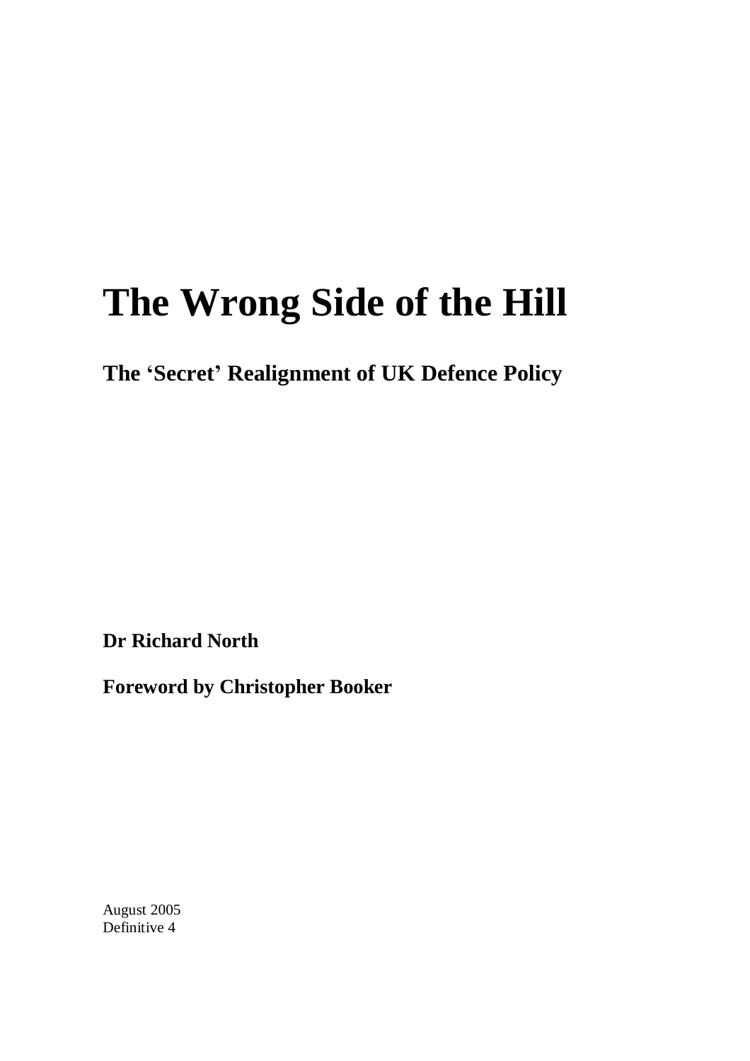# The Wrong Side of the Hill

## The 'Secret' Realignment of UK Defence Policy

**Dr Richard North**

**Foreword by Christopher Booker**

August 2005
Definitive 4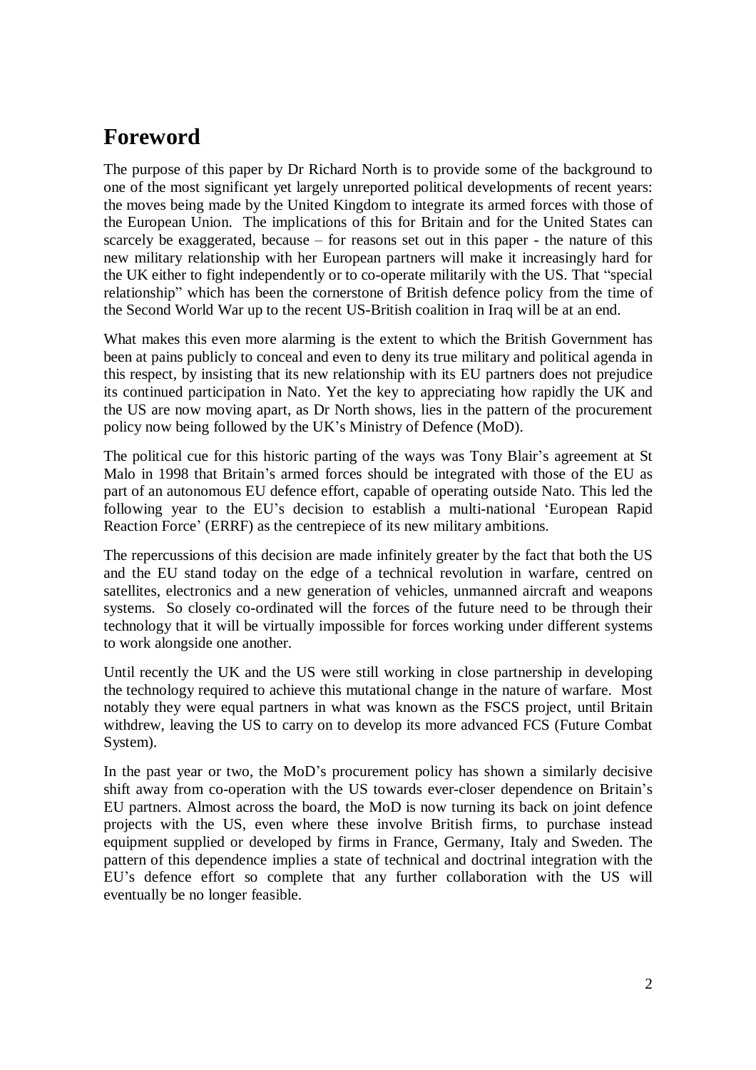# Foreword

The purpose of this paper by Dr Richard North is to provide some of the background to one of the most significant yet largely unreported political developments of recent years: the moves being made by the United Kingdom to integrate its armed forces with those of the European Union. The implications of this for Britain and for the United States can scarcely be exaggerated, because – for reasons set out in this paper - the nature of this new military relationship with her European partners will make it increasingly hard for the UK either to fight independently or to co-operate militarily with the US. That "special relationship" which has been the cornerstone of British defence policy from the time of the Second World War up to the recent US-British coalition in Iraq will be at an end.

What makes this even more alarming is the extent to which the British Government has been at pains publicly to conceal and even to deny its true military and political agenda in this respect, by insisting that its new relationship with its EU partners does not prejudice its continued participation in Nato. Yet the key to appreciating how rapidly the UK and the US are now moving apart, as Dr North shows, lies in the pattern of the procurement policy now being followed by the UK's Ministry of Defence (MoD).

The political cue for this historic parting of the ways was Tony Blair's agreement at St Malo in 1998 that Britain's armed forces should be integrated with those of the EU as part of an autonomous EU defence effort, capable of operating outside Nato. This led the following year to the EU's decision to establish a multi-national 'European Rapid Reaction Force' (ERRF) as the centrepiece of its new military ambitions.

The repercussions of this decision are made infinitely greater by the fact that both the US and the EU stand today on the edge of a technical revolution in warfare, centred on satellites, electronics and a new generation of vehicles, unmanned aircraft and weapons systems. So closely co-ordinated will the forces of the future need to be through their technology that it will be virtually impossible for forces working under different systems to work alongside one another.

Until recently the UK and the US were still working in close partnership in developing the technology required to achieve this mutational change in the nature of warfare. Most notably they were equal partners in what was known as the FSCS project, until Britain withdrew, leaving the US to carry on to develop its more advanced FCS (Future Combat System).

In the past year or two, the MoD's procurement policy has shown a similarly decisive shift away from co-operation with the US towards ever-closer dependence on Britain's EU partners. Almost across the board, the MoD is now turning its back on joint defence projects with the US, even where these involve British firms, to purchase instead equipment supplied or developed by firms in France, Germany, Italy and Sweden. The pattern of this dependence implies a state of technical and doctrinal integration with the EU's defence effort so complete that any further collaboration with the US will eventually be no longer feasible.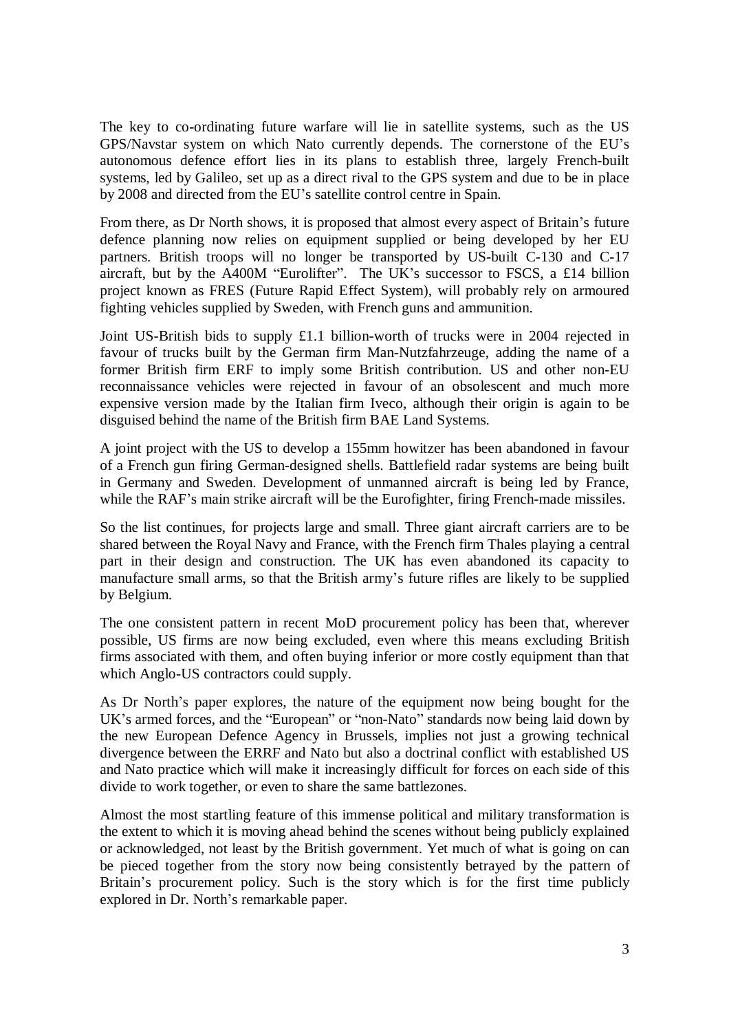The key to co-ordinating future warfare will lie in satellite systems, such as the US GPS/Navstar system on which Nato currently depends. The cornerstone of the EU's autonomous defence effort lies in its plans to establish three, largely French-built systems, led by Galileo, set up as a direct rival to the GPS system and due to be in place by 2008 and directed from the EU's satellite control centre in Spain.

From there, as Dr North shows, it is proposed that almost every aspect of Britain's future defence planning now relies on equipment supplied or being developed by her EU partners. British troops will no longer be transported by US-built C-130 and C-17 aircraft, but by the A400M "Eurolifter". The UK's successor to FSCS, a £14 billion project known as FRES (Future Rapid Effect System), will probably rely on armoured fighting vehicles supplied by Sweden, with French guns and ammunition.

Joint US-British bids to supply £1.1 billion-worth of trucks were in 2004 rejected in favour of trucks built by the German firm Man-Nutzfahrzeuge, adding the name of a former British firm ERF to imply some British contribution. US and other non-EU reconnaissance vehicles were rejected in favour of an obsolescent and much more expensive version made by the Italian firm Iveco, although their origin is again to be disguised behind the name of the British firm BAE Land Systems.

A joint project with the US to develop a 155mm howitzer has been abandoned in favour of a French gun firing German-designed shells. Battlefield radar systems are being built in Germany and Sweden. Development of unmanned aircraft is being led by France, while the RAF's main strike aircraft will be the Eurofighter, firing French-made missiles.

So the list continues, for projects large and small. Three giant aircraft carriers are to be shared between the Royal Navy and France, with the French firm Thales playing a central part in their design and construction. The UK has even abandoned its capacity to manufacture small arms, so that the British army's future rifles are likely to be supplied by Belgium.

The one consistent pattern in recent MoD procurement policy has been that, wherever possible, US firms are now being excluded, even where this means excluding British firms associated with them, and often buying inferior or more costly equipment than that which Anglo-US contractors could supply.

As Dr North's paper explores, the nature of the equipment now being bought for the UK's armed forces, and the "European" or "non-Nato" standards now being laid down by the new European Defence Agency in Brussels, implies not just a growing technical divergence between the ERRF and Nato but also a doctrinal conflict with established US and Nato practice which will make it increasingly difficult for forces on each side of this divide to work together, or even to share the same battlezones.

Almost the most startling feature of this immense political and military transformation is the extent to which it is moving ahead behind the scenes without being publicly explained or acknowledged, not least by the British government. Yet much of what is going on can be pieced together from the story now being consistently betrayed by the pattern of Britain's procurement policy. Such is the story which is for the first time publicly explored in Dr. North's remarkable paper.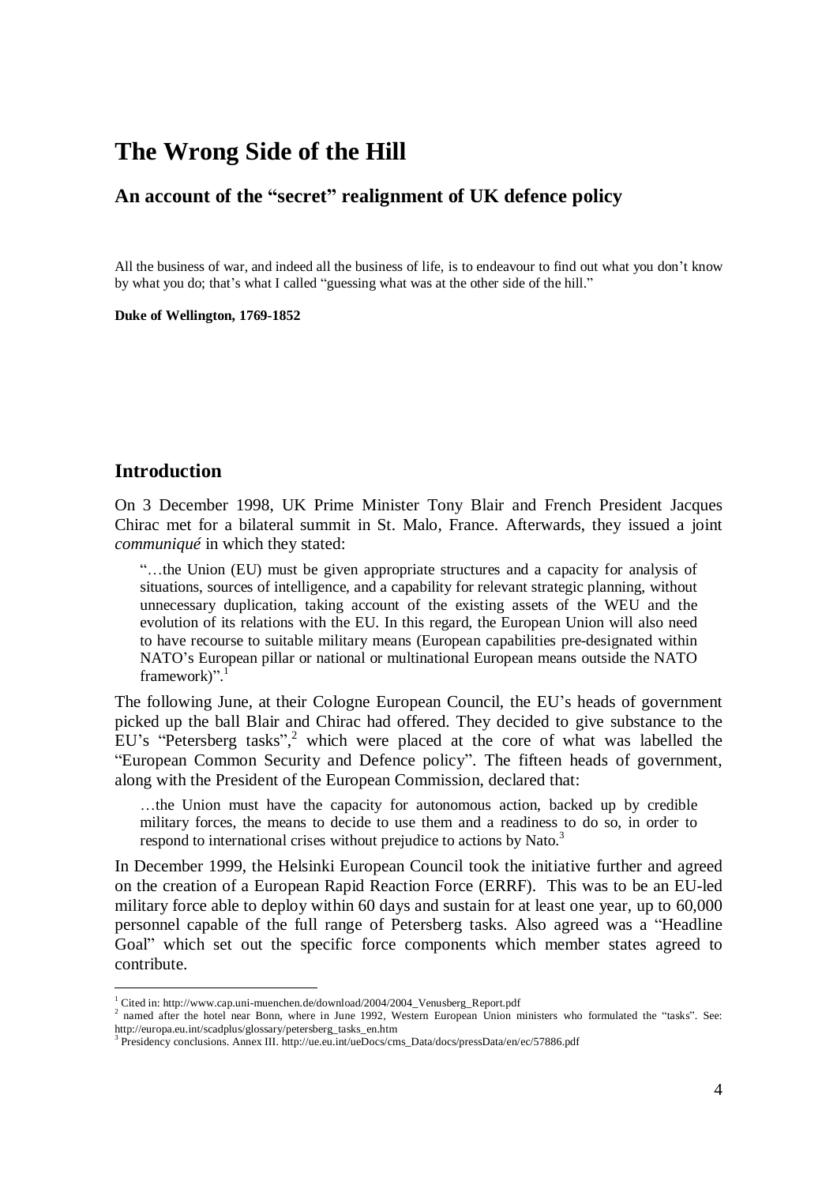# The Wrong Side of the Hill

## An account of the "secret" realignment of UK defence policy

All the business of war, and indeed all the business of life, is to endeavour to find out what you don't know by what you do; that's what I called "guessing what was at the other side of the hill."

**Duke of Wellington, 1769-1852**

## Introduction

On 3 December 1998, UK Prime Minister Tony Blair and French President Jacques Chirac met for a bilateral summit in St. Malo, France. Afterwards, they issued a joint *communiqué* in which they stated:

> "…the Union (EU) must be given appropriate structures and a capacity for analysis of situations, sources of intelligence, and a capability for relevant strategic planning, without unnecessary duplication, taking account of the existing assets of the WEU and the evolution of its relations with the EU. In this regard, the European Union will also need to have recourse to suitable military means (European capabilities pre-designated within NATO's European pillar or national or multinational European means outside the NATO framework)".[1]

The following June, at their Cologne European Council, the EU's heads of government picked up the ball Blair and Chirac had offered. They decided to give substance to the EU's "Petersberg tasks",[2] which were placed at the core of what was labelled the "European Common Security and Defence policy". The fifteen heads of government, along with the President of the European Commission, declared that:

> …the Union must have the capacity for autonomous action, backed up by credible military forces, the means to decide to use them and a readiness to do so, in order to respond to international crises without prejudice to actions by Nato.[3]

In December 1999, the Helsinki European Council took the initiative further and agreed on the creation of a European Rapid Reaction Force (ERRF). This was to be an EU-led military force able to deploy within 60 days and sustain for at least one year, up to 60,000 personnel capable of the full range of Petersberg tasks. Also agreed was a "Headline Goal" which set out the specific force components which member states agreed to contribute.

---

[1] Cited in: http://www.cap.uni-muenchen.de/download/2004/2004_Venusberg_Report.pdf

[2] named after the hotel near Bonn, where in June 1992, Western European Union ministers who formulated the "tasks". See: http://europa.eu.int/scadplus/glossary/petersberg_tasks_en.htm

[3] Presidency conclusions. Annex III. http://ue.eu.int/ueDocs/cms_Data/docs/pressData/en/ec/57886.pdf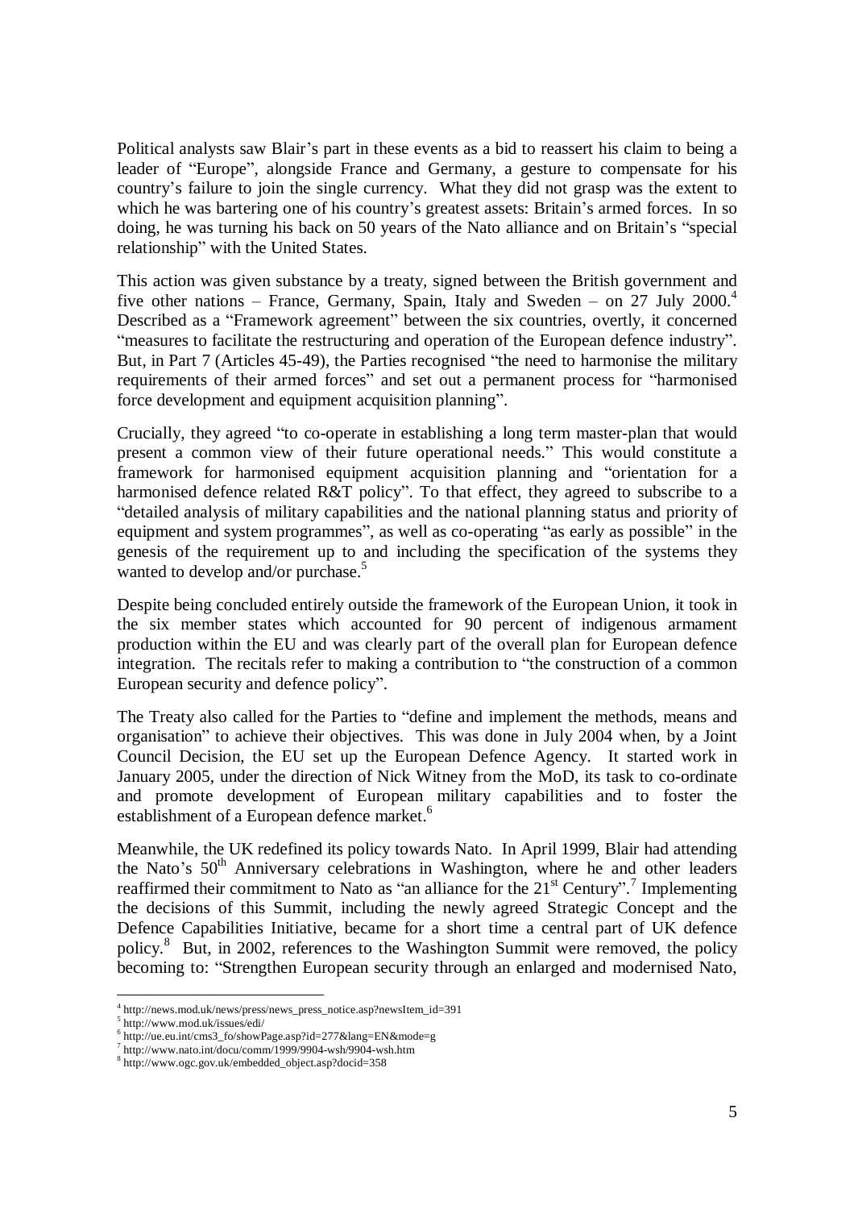Political analysts saw Blair's part in these events as a bid to reassert his claim to being a leader of "Europe", alongside France and Germany, a gesture to compensate for his country's failure to join the single currency. What they did not grasp was the extent to which he was bartering one of his country's greatest assets: Britain's armed forces. In so doing, he was turning his back on 50 years of the Nato alliance and on Britain's "special relationship" with the United States.

This action was given substance by a treaty, signed between the British government and five other nations – France, Germany, Spain, Italy and Sweden – on 27 July 2000.[4] Described as a "Framework agreement" between the six countries, overtly, it concerned "measures to facilitate the restructuring and operation of the European defence industry". But, in Part 7 (Articles 45-49), the Parties recognised "the need to harmonise the military requirements of their armed forces" and set out a permanent process for "harmonised force development and equipment acquisition planning".

Crucially, they agreed "to co-operate in establishing a long term master-plan that would present a common view of their future operational needs." This would constitute a framework for harmonised equipment acquisition planning and "orientation for a harmonised defence related R&T policy". To that effect, they agreed to subscribe to a "detailed analysis of military capabilities and the national planning status and priority of equipment and system programmes", as well as co-operating "as early as possible" in the genesis of the requirement up to and including the specification of the systems they wanted to develop and/or purchase.[5]

Despite being concluded entirely outside the framework of the European Union, it took in the six member states which accounted for 90 percent of indigenous armament production within the EU and was clearly part of the overall plan for European defence integration. The recitals refer to making a contribution to "the construction of a common European security and defence policy".

The Treaty also called for the Parties to "define and implement the methods, means and organisation" to achieve their objectives. This was done in July 2004 when, by a Joint Council Decision, the EU set up the European Defence Agency. It started work in January 2005, under the direction of Nick Witney from the MoD, its task to co-ordinate and promote development of European military capabilities and to foster the establishment of a European defence market.[6]

Meanwhile, the UK redefined its policy towards Nato. In April 1999, Blair had attending the Nato's 50th Anniversary celebrations in Washington, where he and other leaders reaffirmed their commitment to Nato as "an alliance for the 21st Century".[7] Implementing the decisions of this Summit, including the newly agreed Strategic Concept and the Defence Capabilities Initiative, became for a short time a central part of UK defence policy.[8] But, in 2002, references to the Washington Summit were removed, the policy becoming to: "Strengthen European security through an enlarged and modernised Nato,

---

[4] http://news.mod.uk/news/press/news_press_notice.asp?newsItem_id=391

[5] http://www.mod.uk/issues/edi/

[6] http://ue.eu.int/cms3_fo/showPage.asp?id=277&lang=EN&mode=g

[7] http://www.nato.int/docu/comm/1999/9904-wsh/9904-wsh.htm

[8] http://www.ogc.gov.uk/embedded_object.asp?docid=358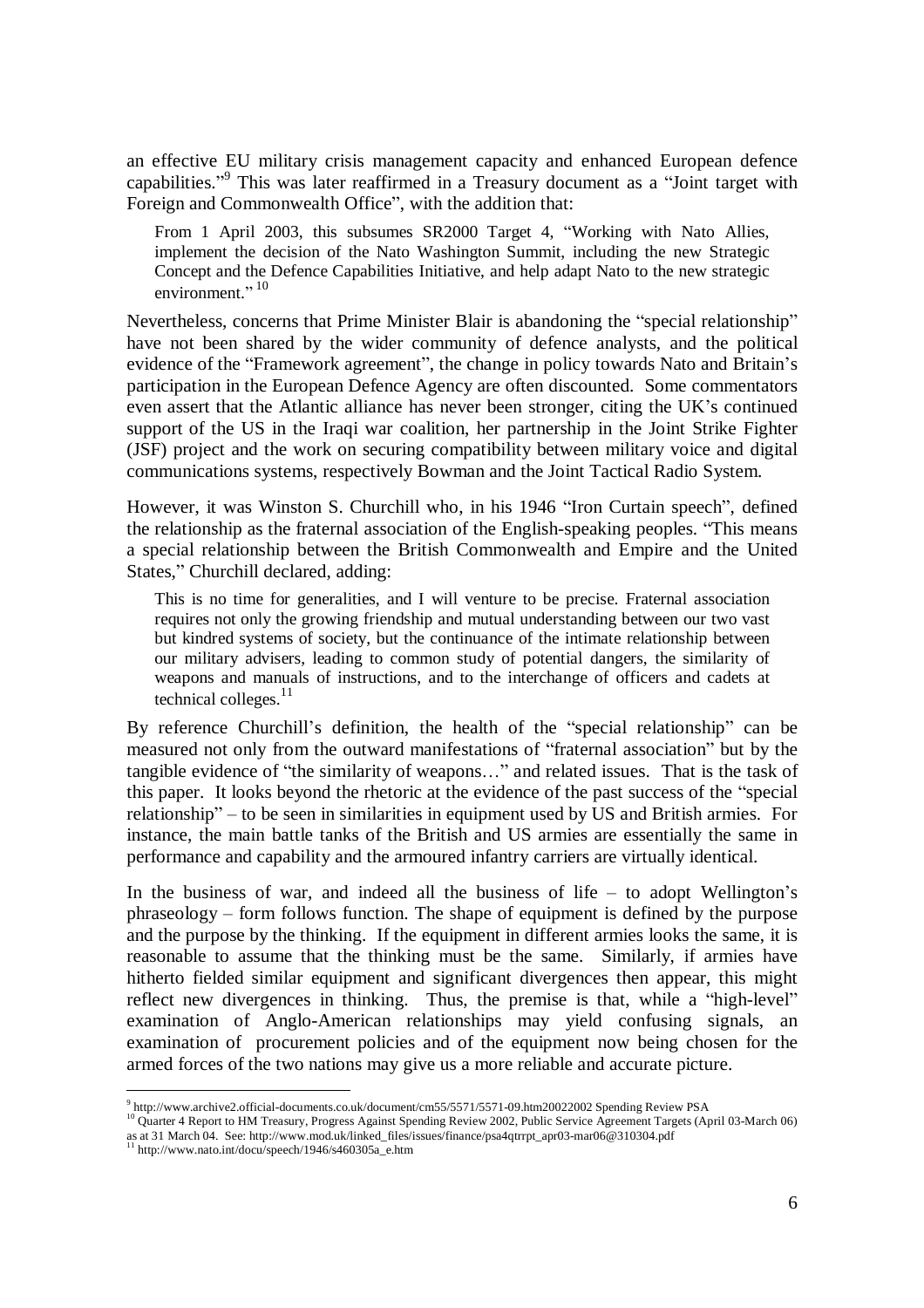an effective EU military crisis management capacity and enhanced European defence capabilities."[9] This was later reaffirmed in a Treasury document as a "Joint target with Foreign and Commonwealth Office", with the addition that:

> From 1 April 2003, this subsumes SR2000 Target 4, "Working with Nato Allies, implement the decision of the Nato Washington Summit, including the new Strategic Concept and the Defence Capabilities Initiative, and help adapt Nato to the new strategic environment."[10]

Nevertheless, concerns that Prime Minister Blair is abandoning the "special relationship" have not been shared by the wider community of defence analysts, and the political evidence of the "Framework agreement", the change in policy towards Nato and Britain's participation in the European Defence Agency are often discounted. Some commentators even assert that the Atlantic alliance has never been stronger, citing the UK's continued support of the US in the Iraqi war coalition, her partnership in the Joint Strike Fighter (JSF) project and the work on securing compatibility between military voice and digital communications systems, respectively Bowman and the Joint Tactical Radio System.

However, it was Winston S. Churchill who, in his 1946 "Iron Curtain speech", defined the relationship as the fraternal association of the English-speaking peoples. "This means a special relationship between the British Commonwealth and Empire and the United States," Churchill declared, adding:

> This is no time for generalities, and I will venture to be precise. Fraternal association requires not only the growing friendship and mutual understanding between our two vast but kindred systems of society, but the continuance of the intimate relationship between our military advisers, leading to common study of potential dangers, the similarity of weapons and manuals of instructions, and to the interchange of officers and cadets at technical colleges.[11]

By reference Churchill's definition, the health of the "special relationship" can be measured not only from the outward manifestations of "fraternal association" but by the tangible evidence of "the similarity of weapons…" and related issues. That is the task of this paper. It looks beyond the rhetoric at the evidence of the past success of the "special relationship" – to be seen in similarities in equipment used by US and British armies. For instance, the main battle tanks of the British and US armies are essentially the same in performance and capability and the armoured infantry carriers are virtually identical.

In the business of war, and indeed all the business of life – to adopt Wellington's phraseology – form follows function. The shape of equipment is defined by the purpose and the purpose by the thinking. If the equipment in different armies looks the same, it is reasonable to assume that the thinking must be the same. Similarly, if armies have hitherto fielded similar equipment and significant divergences then appear, this might reflect new divergences in thinking. Thus, the premise is that, while a "high-level" examination of Anglo-American relationships may yield confusing signals, an examination of procurement policies and of the equipment now being chosen for the armed forces of the two nations may give us a more reliable and accurate picture.

---

[9] http://www.archive2.official-documents.co.uk/document/cm55/5571/5571-09.htm20022002 Spending Review PSA

[10] Quarter 4 Report to HM Treasury, Progress Against Spending Review 2002, Public Service Agreement Targets (April 03-March 06) as at 31 March 04. See: http://www.mod.uk/linked_files/issues/finance/psa4qtrrpt_apr03-mar06@310304.pdf

[11] http://www.nato.int/docu/speech/1946/s460305a_e.htm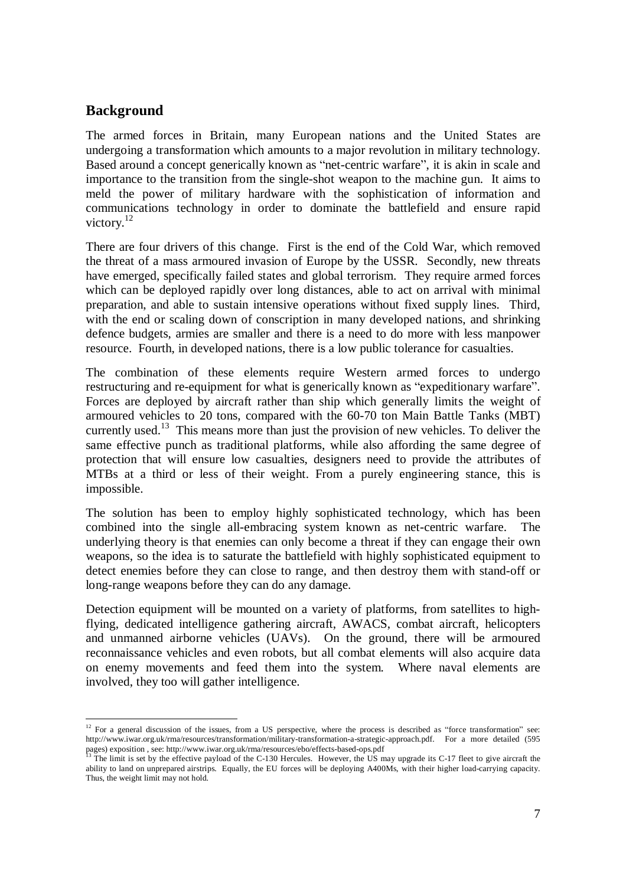## Background

The armed forces in Britain, many European nations and the United States are undergoing a transformation which amounts to a major revolution in military technology. Based around a concept generically known as "net-centric warfare", it is akin in scale and importance to the transition from the single-shot weapon to the machine gun. It aims to meld the power of military hardware with the sophistication of information and communications technology in order to dominate the battlefield and ensure rapid victory.[12]

There are four drivers of this change. First is the end of the Cold War, which removed the threat of a mass armoured invasion of Europe by the USSR. Secondly, new threats have emerged, specifically failed states and global terrorism. They require armed forces which can be deployed rapidly over long distances, able to act on arrival with minimal preparation, and able to sustain intensive operations without fixed supply lines. Third, with the end or scaling down of conscription in many developed nations, and shrinking defence budgets, armies are smaller and there is a need to do more with less manpower resource. Fourth, in developed nations, there is a low public tolerance for casualties.

The combination of these elements require Western armed forces to undergo restructuring and re-equipment for what is generically known as "expeditionary warfare". Forces are deployed by aircraft rather than ship which generally limits the weight of armoured vehicles to 20 tons, compared with the 60-70 ton Main Battle Tanks (MBT) currently used.[13] This means more than just the provision of new vehicles. To deliver the same effective punch as traditional platforms, while also affording the same degree of protection that will ensure low casualties, designers need to provide the attributes of MTBs at a third or less of their weight. From a purely engineering stance, this is impossible.

The solution has been to employ highly sophisticated technology, which has been combined into the single all-embracing system known as net-centric warfare. The underlying theory is that enemies can only become a threat if they can engage their own weapons, so the idea is to saturate the battlefield with highly sophisticated equipment to detect enemies before they can close to range, and then destroy them with stand-off or long-range weapons before they can do any damage.

Detection equipment will be mounted on a variety of platforms, from satellites to high-flying, dedicated intelligence gathering aircraft, AWACS, combat aircraft, helicopters and unmanned airborne vehicles (UAVs). On the ground, there will be armoured reconnaissance vehicles and even robots, but all combat elements will also acquire data on enemy movements and feed them into the system. Where naval elements are involved, they too will gather intelligence.

---

[12] For a general discussion of the issues, from a US perspective, where the process is described as "force transformation" see: http://www.iwar.org.uk/rma/resources/transformation/military-transformation-a-strategic-approach.pdf. For a more detailed (595 pages) exposition , see: http://www.iwar.org.uk/rma/resources/ebo/effects-based-ops.pdf

[13] The limit is set by the effective payload of the C-130 Hercules. However, the US may upgrade its C-17 fleet to give aircraft the ability to land on unprepared airstrips. Equally, the EU forces will be deploying A400Ms, with their higher load-carrying capacity. Thus, the weight limit may not hold.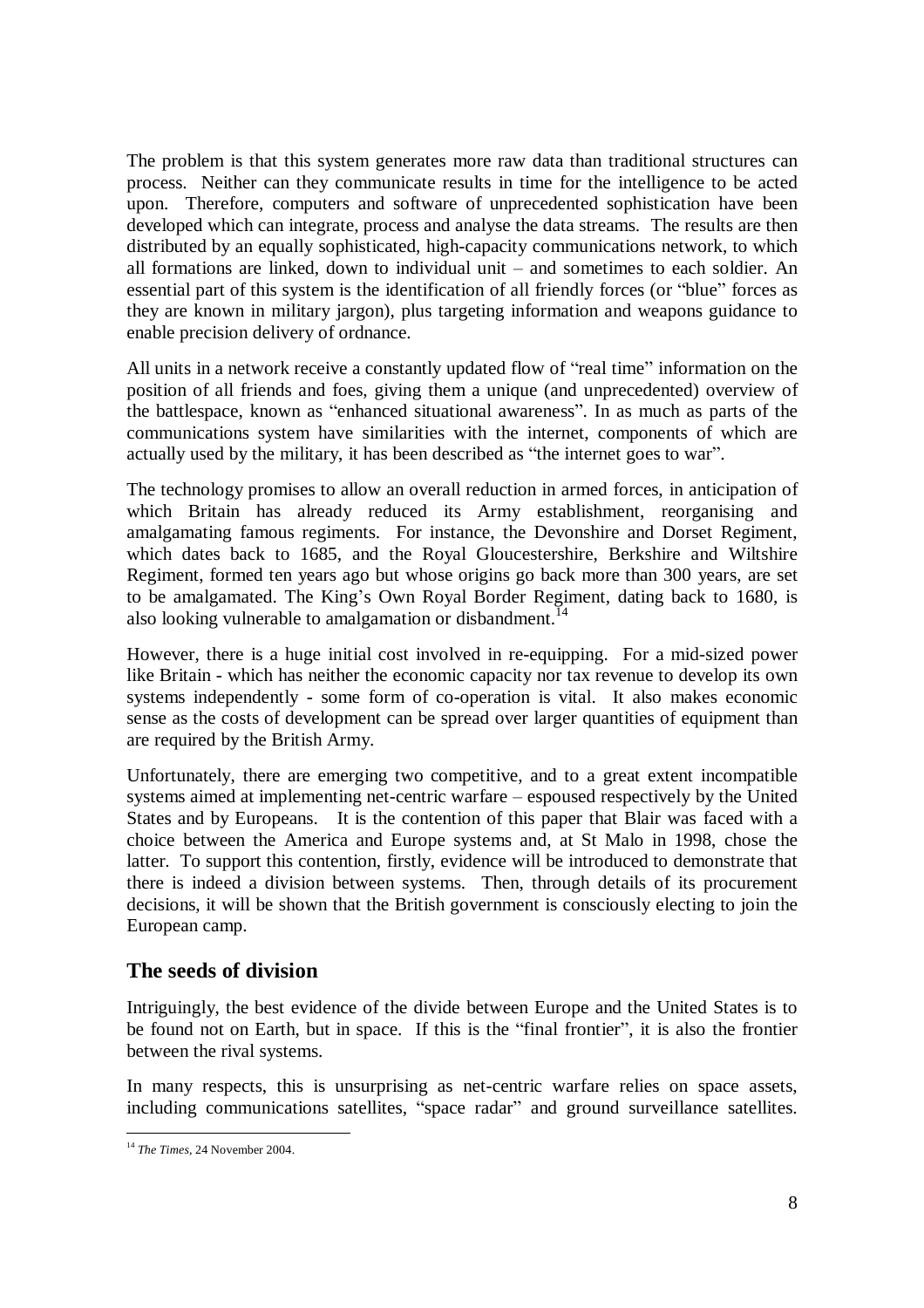The problem is that this system generates more raw data than traditional structures can process. Neither can they communicate results in time for the intelligence to be acted upon. Therefore, computers and software of unprecedented sophistication have been developed which can integrate, process and analyse the data streams. The results are then distributed by an equally sophisticated, high-capacity communications network, to which all formations are linked, down to individual unit – and sometimes to each soldier. An essential part of this system is the identification of all friendly forces (or "blue" forces as they are known in military jargon), plus targeting information and weapons guidance to enable precision delivery of ordnance.

All units in a network receive a constantly updated flow of "real time" information on the position of all friends and foes, giving them a unique (and unprecedented) overview of the battlespace, known as "enhanced situational awareness". In as much as parts of the communications system have similarities with the internet, components of which are actually used by the military, it has been described as "the internet goes to war".

The technology promises to allow an overall reduction in armed forces, in anticipation of which Britain has already reduced its Army establishment, reorganising and amalgamating famous regiments. For instance, the Devonshire and Dorset Regiment, which dates back to 1685, and the Royal Gloucestershire, Berkshire and Wiltshire Regiment, formed ten years ago but whose origins go back more than 300 years, are set to be amalgamated. The King's Own Royal Border Regiment, dating back to 1680, is also looking vulnerable to amalgamation or disbandment.[14]

However, there is a huge initial cost involved in re-equipping. For a mid-sized power like Britain - which has neither the economic capacity nor tax revenue to develop its own systems independently - some form of co-operation is vital. It also makes economic sense as the costs of development can be spread over larger quantities of equipment than are required by the British Army.

Unfortunately, there are emerging two competitive, and to a great extent incompatible systems aimed at implementing net-centric warfare – espoused respectively by the United States and by Europeans. It is the contention of this paper that Blair was faced with a choice between the America and Europe systems and, at St Malo in 1998, chose the latter. To support this contention, firstly, evidence will be introduced to demonstrate that there is indeed a division between systems. Then, through details of its procurement decisions, it will be shown that the British government is consciously electing to join the European camp.

## The seeds of division

Intriguingly, the best evidence of the divide between Europe and the United States is to be found not on Earth, but in space. If this is the "final frontier", it is also the frontier between the rival systems.

In many respects, this is unsurprising as net-centric warfare relies on space assets, including communications satellites, "space radar" and ground surveillance satellites.

[14] *The Times*, 24 November 2004.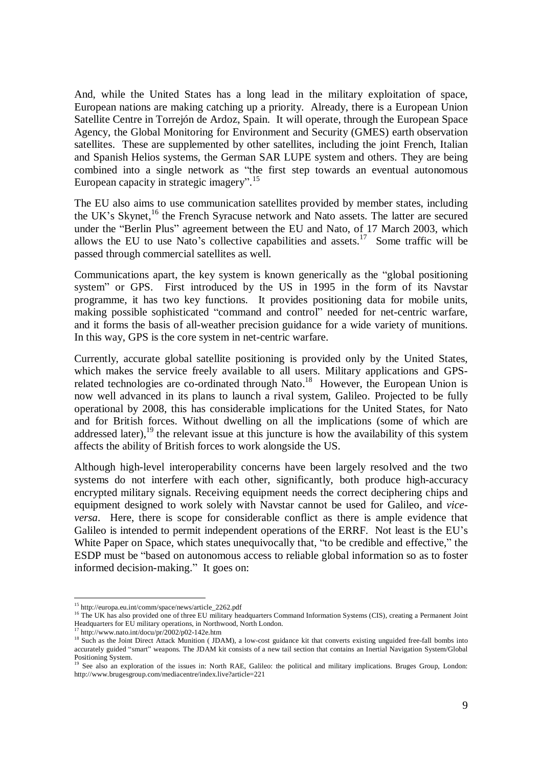And, while the United States has a long lead in the military exploitation of space, European nations are making catching up a priority. Already, there is a European Union Satellite Centre in Torrejón de Ardoz, Spain. It will operate, through the European Space Agency, the Global Monitoring for Environment and Security (GMES) earth observation satellites. These are supplemented by other satellites, including the joint French, Italian and Spanish Helios systems, the German SAR LUPE system and others. They are being combined into a single network as "the first step towards an eventual autonomous European capacity in strategic imagery".[15]

The EU also aims to use communication satellites provided by member states, including the UK's Skynet,[16] the French Syracuse network and Nato assets. The latter are secured under the "Berlin Plus" agreement between the EU and Nato, of 17 March 2003, which allows the EU to use Nato's collective capabilities and assets.[17] Some traffic will be passed through commercial satellites as well.

Communications apart, the key system is known generically as the "global positioning system" or GPS. First introduced by the US in 1995 in the form of its Navstar programme, it has two key functions. It provides positioning data for mobile units, making possible sophisticated "command and control" needed for net-centric warfare, and it forms the basis of all-weather precision guidance for a wide variety of munitions. In this way, GPS is the core system in net-centric warfare.

Currently, accurate global satellite positioning is provided only by the United States, which makes the service freely available to all users. Military applications and GPS-related technologies are co-ordinated through Nato.[18] However, the European Union is now well advanced in its plans to launch a rival system, Galileo. Projected to be fully operational by 2008, this has considerable implications for the United States, for Nato and for British forces. Without dwelling on all the implications (some of which are addressed later),[19] the relevant issue at this juncture is how the availability of this system affects the ability of British forces to work alongside the US.

Although high-level interoperability concerns have been largely resolved and the two systems do not interfere with each other, significantly, both produce high-accuracy encrypted military signals. Receiving equipment needs the correct deciphering chips and equipment designed to work solely with Navstar cannot be used for Galileo, and *vice-versa*. Here, there is scope for considerable conflict as there is ample evidence that Galileo is intended to permit independent operations of the ERRF. Not least is the EU's White Paper on Space, which states unequivocally that, "to be credible and effective," the ESDP must be "based on autonomous access to reliable global information so as to foster informed decision-making." It goes on:

---

[15] http://europa.eu.int/comm/space/news/article_2262.pdf

[16] The UK has also provided one of three EU military headquarters Command Information Systems (CIS), creating a Permanent Joint Headquarters for EU military operations, in Northwood, North London.

[17] http://www.nato.int/docu/pr/2002/p02-142e.htm

[18] Such as the Joint Direct Attack Munition ( JDAM), a low-cost guidance kit that converts existing unguided free-fall bombs into accurately guided "smart" weapons. The JDAM kit consists of a new tail section that contains an Inertial Navigation System/Global Positioning System.

[19] See also an exploration of the issues in: North RAE, Galileo: the political and military implications. Bruges Group, London: http://www.brugesgroup.com/mediacentre/index.live?article=221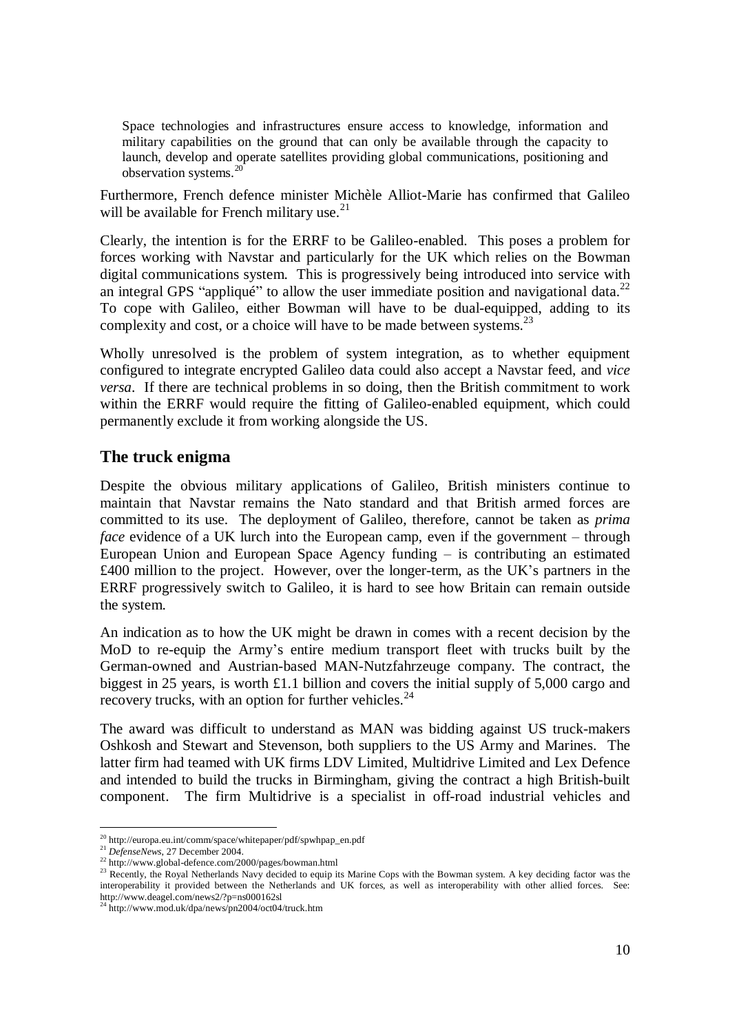> Space technologies and infrastructures ensure access to knowledge, information and military capabilities on the ground that can only be available through the capacity to launch, develop and operate satellites providing global communications, positioning and observation systems.[20]

Furthermore, French defence minister Michèle Alliot-Marie has confirmed that Galileo will be available for French military use.[21]

Clearly, the intention is for the ERRF to be Galileo-enabled. This poses a problem for forces working with Navstar and particularly for the UK which relies on the Bowman digital communications system. This is progressively being introduced into service with an integral GPS "appliqué" to allow the user immediate position and navigational data.[22] To cope with Galileo, either Bowman will have to be dual-equipped, adding to its complexity and cost, or a choice will have to be made between systems.[23]

Wholly unresolved is the problem of system integration, as to whether equipment configured to integrate encrypted Galileo data could also accept a Navstar feed, and *vice versa*. If there are technical problems in so doing, then the British commitment to work within the ERRF would require the fitting of Galileo-enabled equipment, which could permanently exclude it from working alongside the US.

## The truck enigma

Despite the obvious military applications of Galileo, British ministers continue to maintain that Navstar remains the Nato standard and that British armed forces are committed to its use. The deployment of Galileo, therefore, cannot be taken as *prima face* evidence of a UK lurch into the European camp, even if the government – through European Union and European Space Agency funding – is contributing an estimated £400 million to the project. However, over the longer-term, as the UK's partners in the ERRF progressively switch to Galileo, it is hard to see how Britain can remain outside the system.

An indication as to how the UK might be drawn in comes with a recent decision by the MoD to re-equip the Army's entire medium transport fleet with trucks built by the German-owned and Austrian-based MAN-Nutzfahrzeuge company. The contract, the biggest in 25 years, is worth £1.1 billion and covers the initial supply of 5,000 cargo and recovery trucks, with an option for further vehicles.[24]

The award was difficult to understand as MAN was bidding against US truck-makers Oshkosh and Stewart and Stevenson, both suppliers to the US Army and Marines. The latter firm had teamed with UK firms LDV Limited, Multidrive Limited and Lex Defence and intended to build the trucks in Birmingham, giving the contract a high British-built component. The firm Multidrive is a specialist in off-road industrial vehicles and

---

[20] http://europa.eu.int/comm/space/whitepaper/pdf/spwhpap_en.pdf

[21] *DefenseNews*, 27 December 2004.

[22] http://www.global-defence.com/2000/pages/bowman.html

[23] Recently, the Royal Netherlands Navy decided to equip its Marine Cops with the Bowman system. A key deciding factor was the interoperability it provided between the Netherlands and UK forces, as well as interoperability with other allied forces. See: http://www.deagel.com/news2/?p=ns000162sl

[24] http://www.mod.uk/dpa/news/pn2004/oct04/truck.htm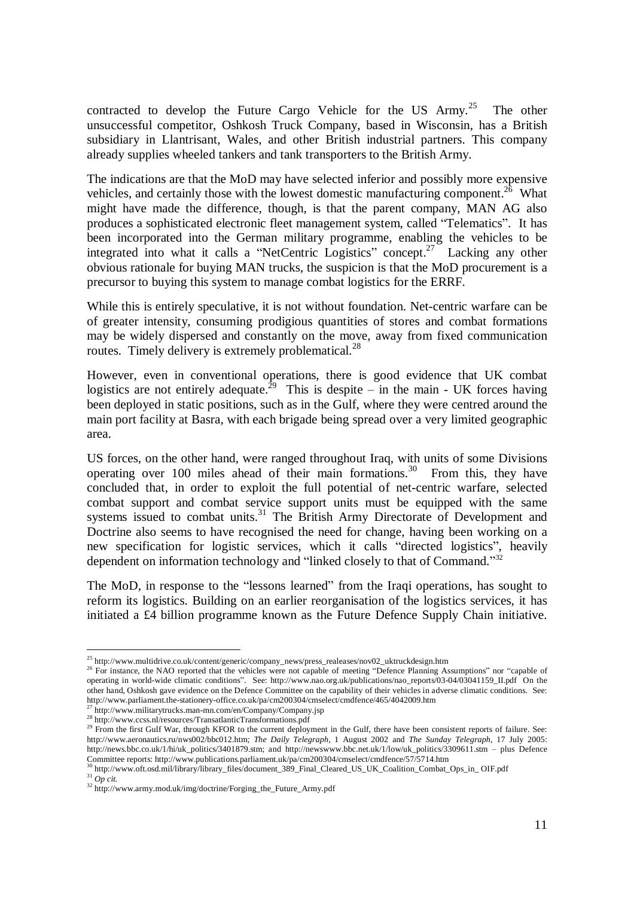contracted to develop the Future Cargo Vehicle for the US Army.[25] The other unsuccessful competitor, Oshkosh Truck Company, based in Wisconsin, has a British subsidiary in Llantrisant, Wales, and other British industrial partners. This company already supplies wheeled tankers and tank transporters to the British Army.

The indications are that the MoD may have selected inferior and possibly more expensive vehicles, and certainly those with the lowest domestic manufacturing component.[26] What might have made the difference, though, is that the parent company, MAN AG also produces a sophisticated electronic fleet management system, called "Telematics". It has been incorporated into the German military programme, enabling the vehicles to be integrated into what it calls a "NetCentric Logistics" concept.[27] Lacking any other obvious rationale for buying MAN trucks, the suspicion is that the MoD procurement is a precursor to buying this system to manage combat logistics for the ERRF.

While this is entirely speculative, it is not without foundation. Net-centric warfare can be of greater intensity, consuming prodigious quantities of stores and combat formations may be widely dispersed and constantly on the move, away from fixed communication routes. Timely delivery is extremely problematical.[28]

However, even in conventional operations, there is good evidence that UK combat logistics are not entirely adequate.[29] This is despite – in the main - UK forces having been deployed in static positions, such as in the Gulf, where they were centred around the main port facility at Basra, with each brigade being spread over a very limited geographic area.

US forces, on the other hand, were ranged throughout Iraq, with units of some Divisions operating over 100 miles ahead of their main formations.[30] From this, they have concluded that, in order to exploit the full potential of net-centric warfare, selected combat support and combat service support units must be equipped with the same systems issued to combat units.[31] The British Army Directorate of Development and Doctrine also seems to have recognised the need for change, having been working on a new specification for logistic services, which it calls "directed logistics", heavily dependent on information technology and "linked closely to that of Command."[32]

The MoD, in response to the "lessons learned" from the Iraqi operations, has sought to reform its logistics. Building on an earlier reorganisation of the logistics services, it has initiated a £4 billion programme known as the Future Defence Supply Chain initiative.

---

[25] http://www.multidrive.co.uk/content/generic/company_news/press_realeases/nov02_uktruckdesign.htm

[26] For instance, the NAO reported that the vehicles were not capable of meeting "Defence Planning Assumptions" nor "capable of operating in world-wide climatic conditions". See: http://www.nao.org.uk/publications/nao_reports/03-04/03041159_II.pdf On the other hand, Oshkosh gave evidence on the Defence Committee on the capability of their vehicles in adverse climatic conditions. See: http://www.parliament.the-stationery-office.co.uk/pa/cm200304/cmselect/cmdfence/465/4042009.htm

[27] http://www.militarytrucks.man-mn.com/en/Company/Company.jsp

[28] http://www.ccss.nl/resources/TransatlanticTransformations.pdf

[29] From the first Gulf War, through KFOR to the current deployment in the Gulf, there have been consistent reports of failure. See: http://www.aeronautics.ru/nws002/bbc012.htm; *The Daily Telegraph*, 1 August 2002 and *The Sunday Telegraph*, 17 July 2005: http://news.bbc.co.uk/1/hi/uk_politics/3401879.stm; and http://newswww.bbc.net.uk/1/low/uk_politics/3309611.stm – plus Defence Committee reports: http://www.publications.parliament.uk/pa/cm200304/cmselect/cmdfence/57/5714.htm

[30] http://www.oft.osd.mil/library/library_files/document_389_Final_Cleared_US_UK_Coalition_Combat_Ops_in_ OIF.pdf

[31] *Op cit.*

[32] http://www.army.mod.uk/img/doctrine/Forging_the_Future_Army.pdf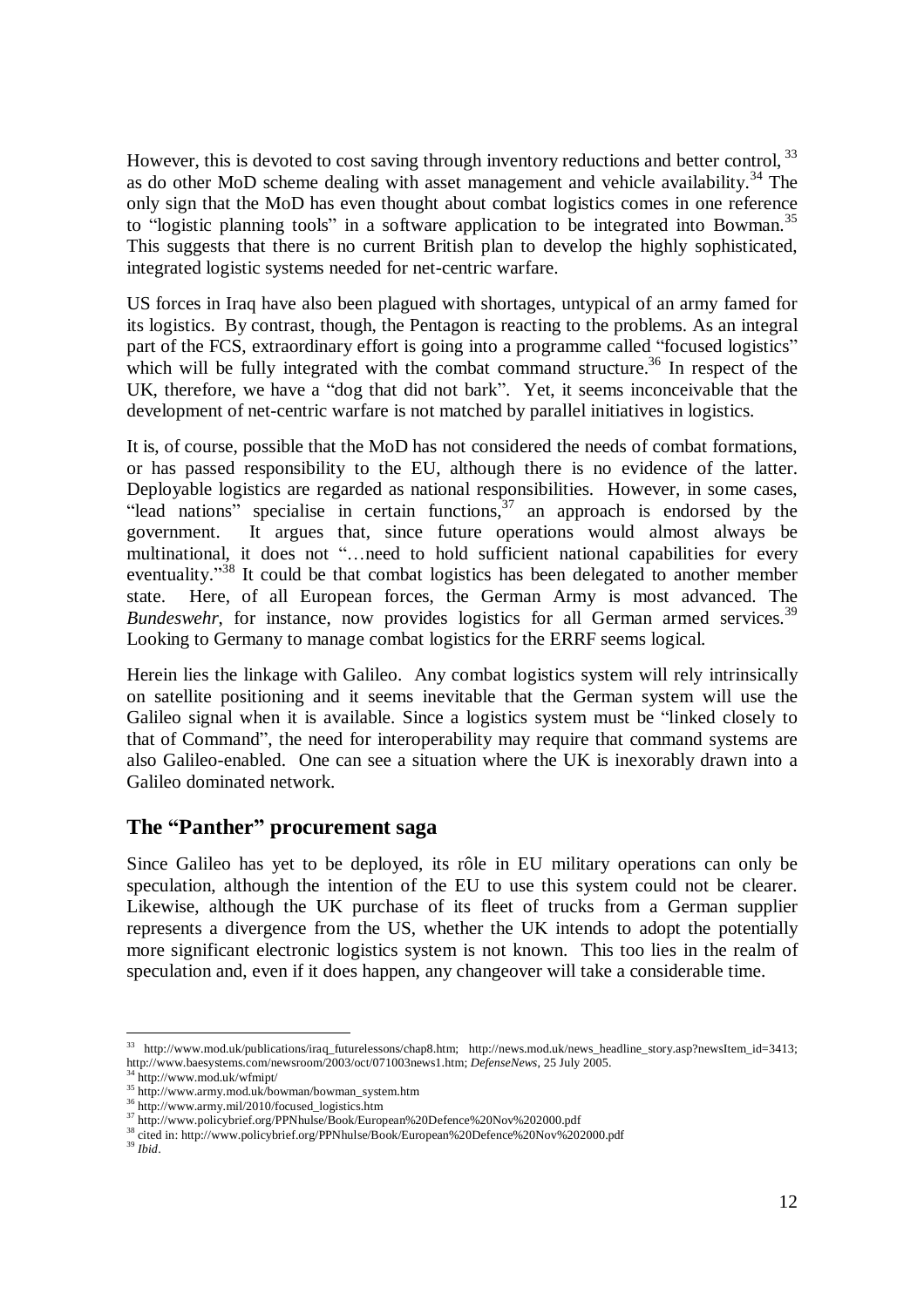However, this is devoted to cost saving through inventory reductions and better control, [33] as do other MoD scheme dealing with asset management and vehicle availability.[34] The only sign that the MoD has even thought about combat logistics comes in one reference to "logistic planning tools" in a software application to be integrated into Bowman.[35] This suggests that there is no current British plan to develop the highly sophisticated, integrated logistic systems needed for net-centric warfare.

US forces in Iraq have also been plagued with shortages, untypical of an army famed for its logistics. By contrast, though, the Pentagon is reacting to the problems. As an integral part of the FCS, extraordinary effort is going into a programme called "focused logistics" which will be fully integrated with the combat command structure.[36] In respect of the UK, therefore, we have a "dog that did not bark". Yet, it seems inconceivable that the development of net-centric warfare is not matched by parallel initiatives in logistics.

It is, of course, possible that the MoD has not considered the needs of combat formations, or has passed responsibility to the EU, although there is no evidence of the latter. Deployable logistics are regarded as national responsibilities. However, in some cases, "lead nations" specialise in certain functions,[37] an approach is endorsed by the government. It argues that, since future operations would almost always be multinational, it does not "…need to hold sufficient national capabilities for every eventuality."[38] It could be that combat logistics has been delegated to another member state. Here, of all European forces, the German Army is most advanced. The *Bundeswehr*, for instance, now provides logistics for all German armed services.[39] Looking to Germany to manage combat logistics for the ERRF seems logical.

Herein lies the linkage with Galileo. Any combat logistics system will rely intrinsically on satellite positioning and it seems inevitable that the German system will use the Galileo signal when it is available. Since a logistics system must be "linked closely to that of Command", the need for interoperability may require that command systems are also Galileo-enabled. One can see a situation where the UK is inexorably drawn into a Galileo dominated network.

## The "Panther" procurement saga

Since Galileo has yet to be deployed, its rôle in EU military operations can only be speculation, although the intention of the EU to use this system could not be clearer. Likewise, although the UK purchase of its fleet of trucks from a German supplier represents a divergence from the US, whether the UK intends to adopt the potentially more significant electronic logistics system is not known. This too lies in the realm of speculation and, even if it does happen, any changeover will take a considerable time.

---

[33] http://www.mod.uk/publications/iraq_futurelessons/chap8.htm; http://news.mod.uk/news_headline_story.asp?newsItem_id=3413; http://www.baesystems.com/newsroom/2003/oct/071003news1.htm; *DefenseNews*, 25 July 2005.

[34] http://www.mod.uk/wfmipt/

[35] http://www.army.mod.uk/bowman/bowman_system.htm

[36] http://www.army.mil/2010/focused_logistics.htm

[37] http://www.policybrief.org/PPNhulse/Book/European%20Defence%20Nov%202000.pdf

[38] cited in: http://www.policybrief.org/PPNhulse/Book/European%20Defence%20Nov%202000.pdf

[39] *Ibid*.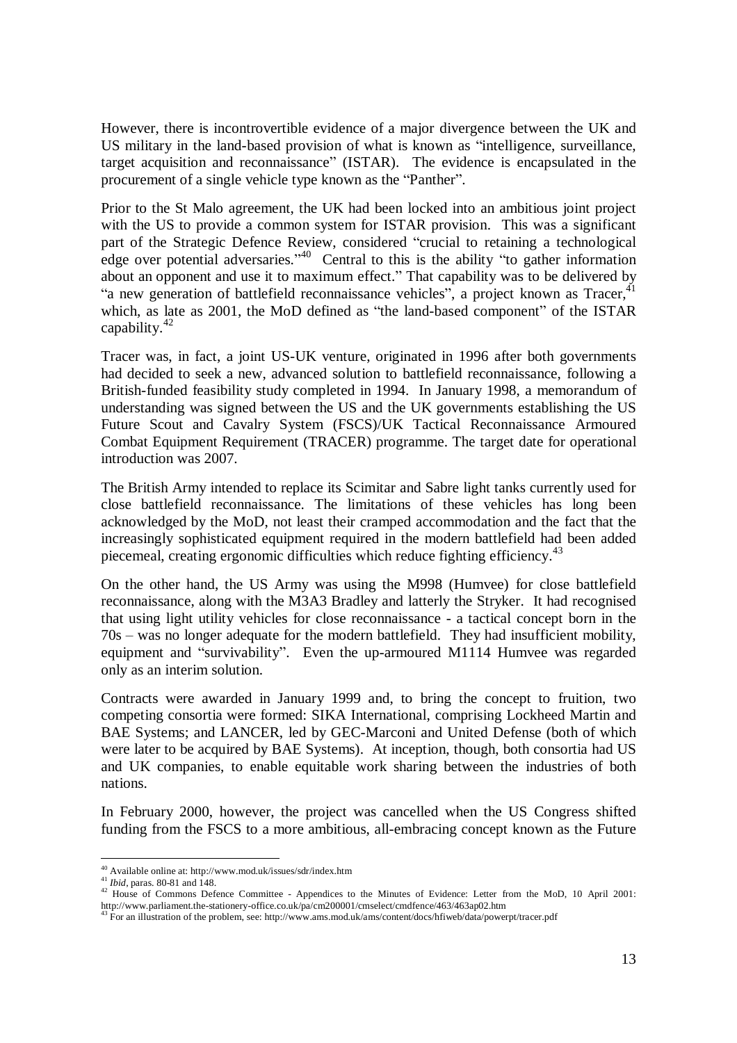However, there is incontrovertible evidence of a major divergence between the UK and US military in the land-based provision of what is known as "intelligence, surveillance, target acquisition and reconnaissance" (ISTAR). The evidence is encapsulated in the procurement of a single vehicle type known as the "Panther".

Prior to the St Malo agreement, the UK had been locked into an ambitious joint project with the US to provide a common system for ISTAR provision. This was a significant part of the Strategic Defence Review, considered "crucial to retaining a technological edge over potential adversaries."[40] Central to this is the ability "to gather information about an opponent and use it to maximum effect." That capability was to be delivered by "a new generation of battlefield reconnaissance vehicles", a project known as Tracer,[41] which, as late as 2001, the MoD defined as "the land-based component" of the ISTAR capability.[42]

Tracer was, in fact, a joint US-UK venture, originated in 1996 after both governments had decided to seek a new, advanced solution to battlefield reconnaissance, following a British-funded feasibility study completed in 1994. In January 1998, a memorandum of understanding was signed between the US and the UK governments establishing the US Future Scout and Cavalry System (FSCS)/UK Tactical Reconnaissance Armoured Combat Equipment Requirement (TRACER) programme. The target date for operational introduction was 2007.

The British Army intended to replace its Scimitar and Sabre light tanks currently used for close battlefield reconnaissance. The limitations of these vehicles has long been acknowledged by the MoD, not least their cramped accommodation and the fact that the increasingly sophisticated equipment required in the modern battlefield had been added piecemeal, creating ergonomic difficulties which reduce fighting efficiency.[43]

On the other hand, the US Army was using the M998 (Humvee) for close battlefield reconnaissance, along with the M3A3 Bradley and latterly the Stryker. It had recognised that using light utility vehicles for close reconnaissance - a tactical concept born in the 70s – was no longer adequate for the modern battlefield. They had insufficient mobility, equipment and "survivability". Even the up-armoured M1114 Humvee was regarded only as an interim solution.

Contracts were awarded in January 1999 and, to bring the concept to fruition, two competing consortia were formed: SIKA International, comprising Lockheed Martin and BAE Systems; and LANCER, led by GEC-Marconi and United Defense (both of which were later to be acquired by BAE Systems). At inception, though, both consortia had US and UK companies, to enable equitable work sharing between the industries of both nations.

In February 2000, however, the project was cancelled when the US Congress shifted funding from the FSCS to a more ambitious, all-embracing concept known as the Future

---

[40] Available online at: http://www.mod.uk/issues/sdr/index.htm

[41] *Ibid*, paras. 80-81 and 148.

[42] House of Commons Defence Committee - Appendices to the Minutes of Evidence: Letter from the MoD, 10 April 2001: http://www.parliament.the-stationery-office.co.uk/pa/cm200001/cmselect/cmdfence/463/463ap02.htm

[43] For an illustration of the problem, see: http://www.ams.mod.uk/ams/content/docs/hfiweb/data/powerpt/tracer.pdf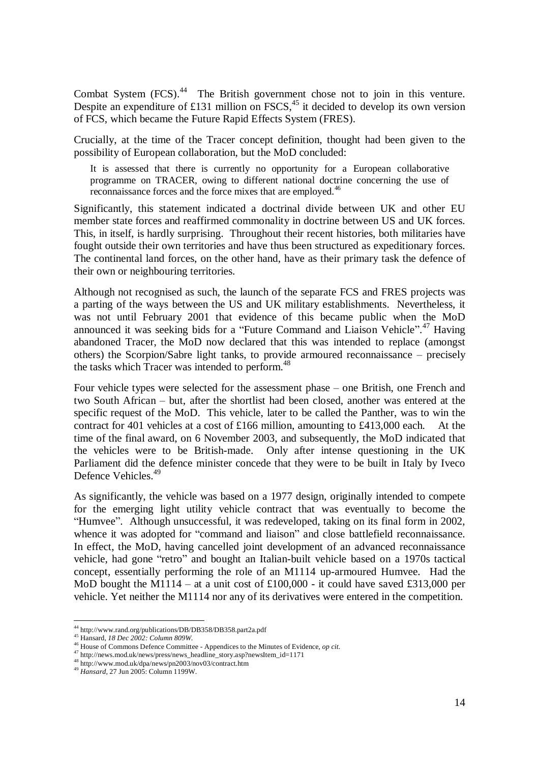Combat System (FCS).[44] The British government chose not to join in this venture. Despite an expenditure of £131 million on FSCS,[45] it decided to develop its own version of FCS, which became the Future Rapid Effects System (FRES).

Crucially, at the time of the Tracer concept definition, thought had been given to the possibility of European collaboration, but the MoD concluded:

> It is assessed that there is currently no opportunity for a European collaborative programme on TRACER, owing to different national doctrine concerning the use of reconnaissance forces and the force mixes that are employed.[46]

Significantly, this statement indicated a doctrinal divide between UK and other EU member state forces and reaffirmed commonality in doctrine between US and UK forces. This, in itself, is hardly surprising. Throughout their recent histories, both militaries have fought outside their own territories and have thus been structured as expeditionary forces. The continental land forces, on the other hand, have as their primary task the defence of their own or neighbouring territories.

Although not recognised as such, the launch of the separate FCS and FRES projects was a parting of the ways between the US and UK military establishments. Nevertheless, it was not until February 2001 that evidence of this became public when the MoD announced it was seeking bids for a "Future Command and Liaison Vehicle".[47] Having abandoned Tracer, the MoD now declared that this was intended to replace (amongst others) the Scorpion/Sabre light tanks, to provide armoured reconnaissance – precisely the tasks which Tracer was intended to perform.[48]

Four vehicle types were selected for the assessment phase – one British, one French and two South African – but, after the shortlist had been closed, another was entered at the specific request of the MoD. This vehicle, later to be called the Panther, was to win the contract for 401 vehicles at a cost of £166 million, amounting to £413,000 each. At the time of the final award, on 6 November 2003, and subsequently, the MoD indicated that the vehicles were to be British-made. Only after intense questioning in the UK Parliament did the defence minister concede that they were to be built in Italy by Iveco Defence Vehicles.[49]

As significantly, the vehicle was based on a 1977 design, originally intended to compete for the emerging light utility vehicle contract that was eventually to become the "Humvee". Although unsuccessful, it was redeveloped, taking on its final form in 2002, whence it was adopted for "command and liaison" and close battlefield reconnaissance. In effect, the MoD, having cancelled joint development of an advanced reconnaissance vehicle, had gone "retro" and bought an Italian-built vehicle based on a 1970s tactical concept, essentially performing the role of an M1114 up-armoured Humvee. Had the MoD bought the M1114 – at a unit cost of £100,000 - it could have saved £313,000 per vehicle. Yet neither the M1114 nor any of its derivatives were entered in the competition.

---

[44] http://www.rand.org/publications/DB/DB358/DB358.part2a.pdf

[45] Hansard, *18 Dec 2002: Column 809W.*

[46] House of Commons Defence Committee - Appendices to the Minutes of Evidence, *op cit.*

[47] http://news.mod.uk/news/press/news_headline_story.asp?newsItem_id=1171

[48] http://www.mod.uk/dpa/news/pn2003/nov03/contract.htm

[49] *Hansard*, 27 Jun 2005: Column 1199W.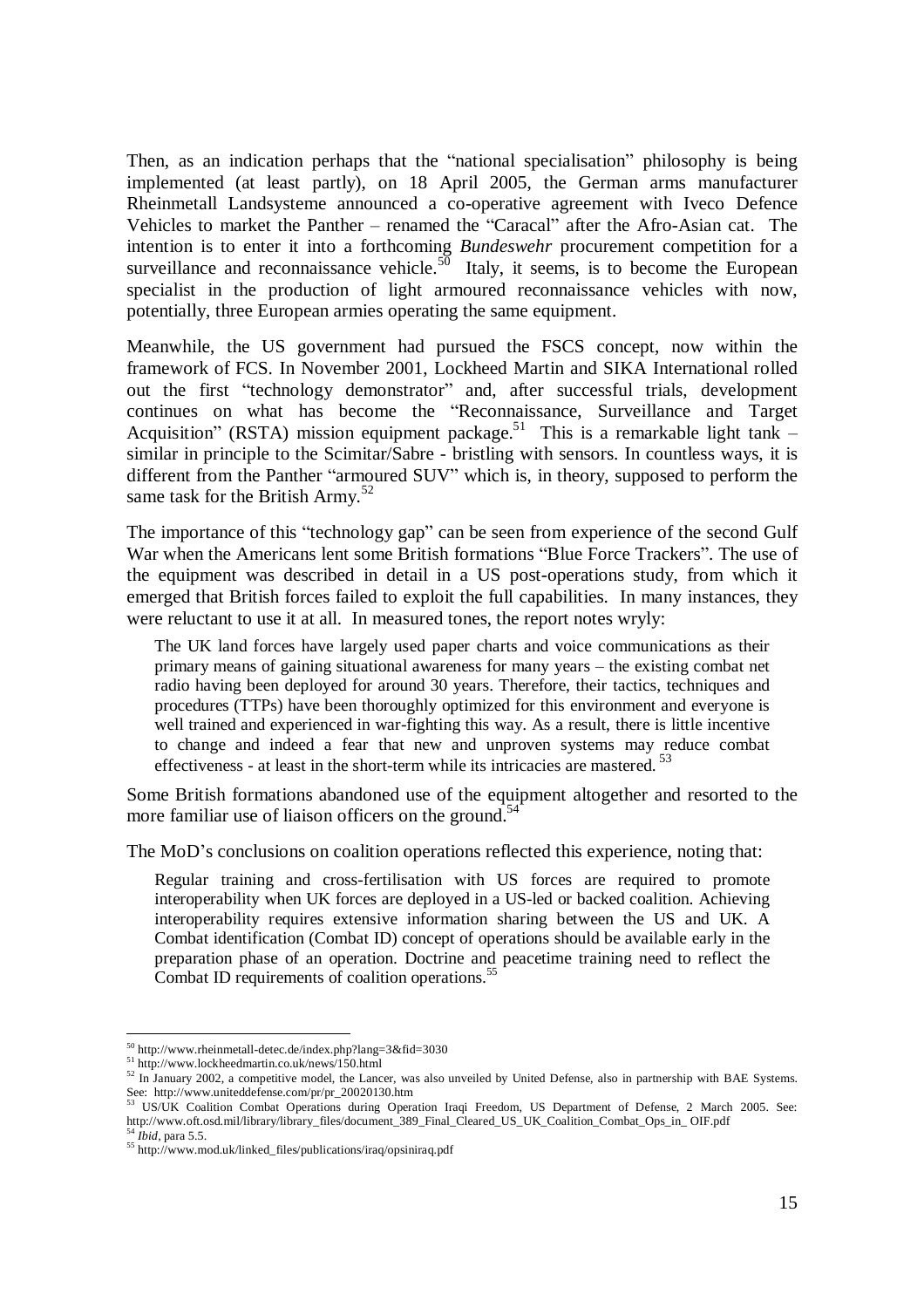Then, as an indication perhaps that the "national specialisation" philosophy is being implemented (at least partly), on 18 April 2005, the German arms manufacturer Rheinmetall Landsysteme announced a co-operative agreement with Iveco Defence Vehicles to market the Panther – renamed the "Caracal" after the Afro-Asian cat. The intention is to enter it into a forthcoming *Bundeswehr* procurement competition for a surveillance and reconnaissance vehicle.[50] Italy, it seems, is to become the European specialist in the production of light armoured reconnaissance vehicles with now, potentially, three European armies operating the same equipment.

Meanwhile, the US government had pursued the FSCS concept, now within the framework of FCS. In November 2001, Lockheed Martin and SIKA International rolled out the first "technology demonstrator" and, after successful trials, development continues on what has become the "Reconnaissance, Surveillance and Target Acquisition" (RSTA) mission equipment package.[51] This is a remarkable light tank – similar in principle to the Scimitar/Sabre - bristling with sensors. In countless ways, it is different from the Panther "armoured SUV" which is, in theory, supposed to perform the same task for the British Army.[52]

The importance of this "technology gap" can be seen from experience of the second Gulf War when the Americans lent some British formations "Blue Force Trackers". The use of the equipment was described in detail in a US post-operations study, from which it emerged that British forces failed to exploit the full capabilities. In many instances, they were reluctant to use it at all. In measured tones, the report notes wryly:

> The UK land forces have largely used paper charts and voice communications as their primary means of gaining situational awareness for many years – the existing combat net radio having been deployed for around 30 years. Therefore, their tactics, techniques and procedures (TTPs) have been thoroughly optimized for this environment and everyone is well trained and experienced in war-fighting this way. As a result, there is little incentive to change and indeed a fear that new and unproven systems may reduce combat effectiveness - at least in the short-term while its intricacies are mastered.[53]

Some British formations abandoned use of the equipment altogether and resorted to the more familiar use of liaison officers on the ground.[54]

The MoD's conclusions on coalition operations reflected this experience, noting that:

> Regular training and cross-fertilisation with US forces are required to promote interoperability when UK forces are deployed in a US-led or backed coalition. Achieving interoperability requires extensive information sharing between the US and UK. A Combat identification (Combat ID) concept of operations should be available early in the preparation phase of an operation. Doctrine and peacetime training need to reflect the Combat ID requirements of coalition operations.[55]

---

[50] http://www.rheinmetall-detec.de/index.php?lang=3&fid=3030

[51] http://www.lockheedmartin.co.uk/news/150.html

[52] In January 2002, a competitive model, the Lancer, was also unveiled by United Defense, also in partnership with BAE Systems. See: http://www.uniteddefense.com/pr/pr_20020130.htm

[53] US/UK Coalition Combat Operations during Operation Iraqi Freedom, US Department of Defense, 2 March 2005. See: http://www.oft.osd.mil/library/library_files/document_389_Final_Cleared_US_UK_Coalition_Combat_Ops_in_ OIF.pdf

[54] *Ibid*, para 5.5.

[55] http://www.mod.uk/linked_files/publications/iraq/opsiniraq.pdf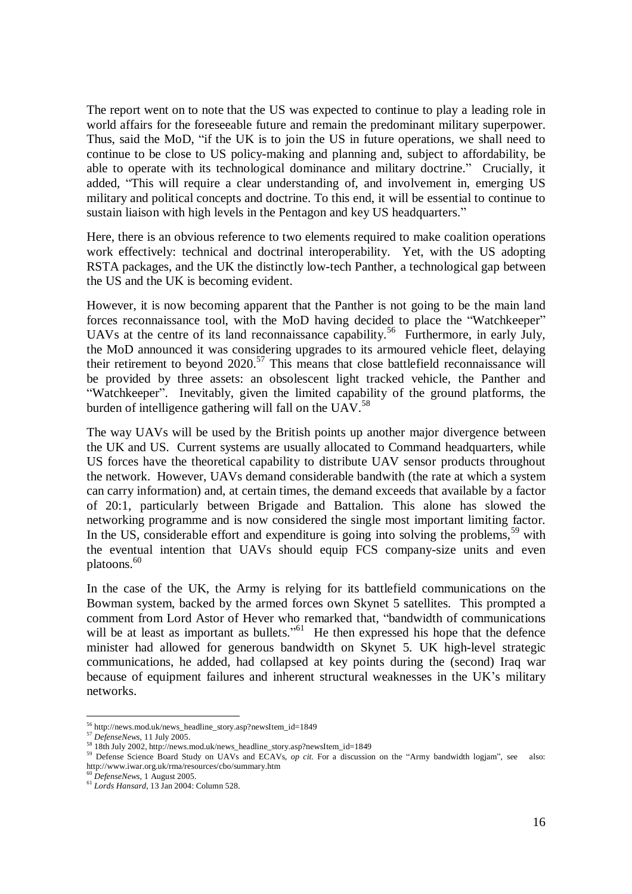The report went on to note that the US was expected to continue to play a leading role in world affairs for the foreseeable future and remain the predominant military superpower. Thus, said the MoD, "if the UK is to join the US in future operations, we shall need to continue to be close to US policy-making and planning and, subject to affordability, be able to operate with its technological dominance and military doctrine." Crucially, it added, "This will require a clear understanding of, and involvement in, emerging US military and political concepts and doctrine. To this end, it will be essential to continue to sustain liaison with high levels in the Pentagon and key US headquarters."

Here, there is an obvious reference to two elements required to make coalition operations work effectively: technical and doctrinal interoperability. Yet, with the US adopting RSTA packages, and the UK the distinctly low-tech Panther, a technological gap between the US and the UK is becoming evident.

However, it is now becoming apparent that the Panther is not going to be the main land forces reconnaissance tool, with the MoD having decided to place the "Watchkeeper" UAVs at the centre of its land reconnaissance capability.[56] Furthermore, in early July, the MoD announced it was considering upgrades to its armoured vehicle fleet, delaying their retirement to beyond 2020.[57] This means that close battlefield reconnaissance will be provided by three assets: an obsolescent light tracked vehicle, the Panther and "Watchkeeper". Inevitably, given the limited capability of the ground platforms, the burden of intelligence gathering will fall on the UAV.[58]

The way UAVs will be used by the British points up another major divergence between the UK and US. Current systems are usually allocated to Command headquarters, while US forces have the theoretical capability to distribute UAV sensor products throughout the network. However, UAVs demand considerable bandwith (the rate at which a system can carry information) and, at certain times, the demand exceeds that available by a factor of 20:1, particularly between Brigade and Battalion. This alone has slowed the networking programme and is now considered the single most important limiting factor. In the US, considerable effort and expenditure is going into solving the problems,[59] with the eventual intention that UAVs should equip FCS company-size units and even platoons.[60]

In the case of the UK, the Army is relying for its battlefield communications on the Bowman system, backed by the armed forces own Skynet 5 satellites. This prompted a comment from Lord Astor of Hever who remarked that, "bandwidth of communications will be at least as important as bullets."[61] He then expressed his hope that the defence minister had allowed for generous bandwidth on Skynet 5. UK high-level strategic communications, he added, had collapsed at key points during the (second) Iraq war because of equipment failures and inherent structural weaknesses in the UK's military networks.

---

[56] http://news.mod.uk/news_headline_story.asp?newsItem_id=1849

[57] *DefenseNews*, 11 July 2005.

[58] 18th July 2002, http://news.mod.uk/news_headline_story.asp?newsItem_id=1849

[59] Defense Science Board Study on UAVs and ECAVs, *op cit.* For a discussion on the "Army bandwidth logjam", see also: http://www.iwar.org.uk/rma/resources/cbo/summary.htm

[60] *DefenseNews*, 1 August 2005.

[61] *Lords Hansard*, 13 Jan 2004: Column 528.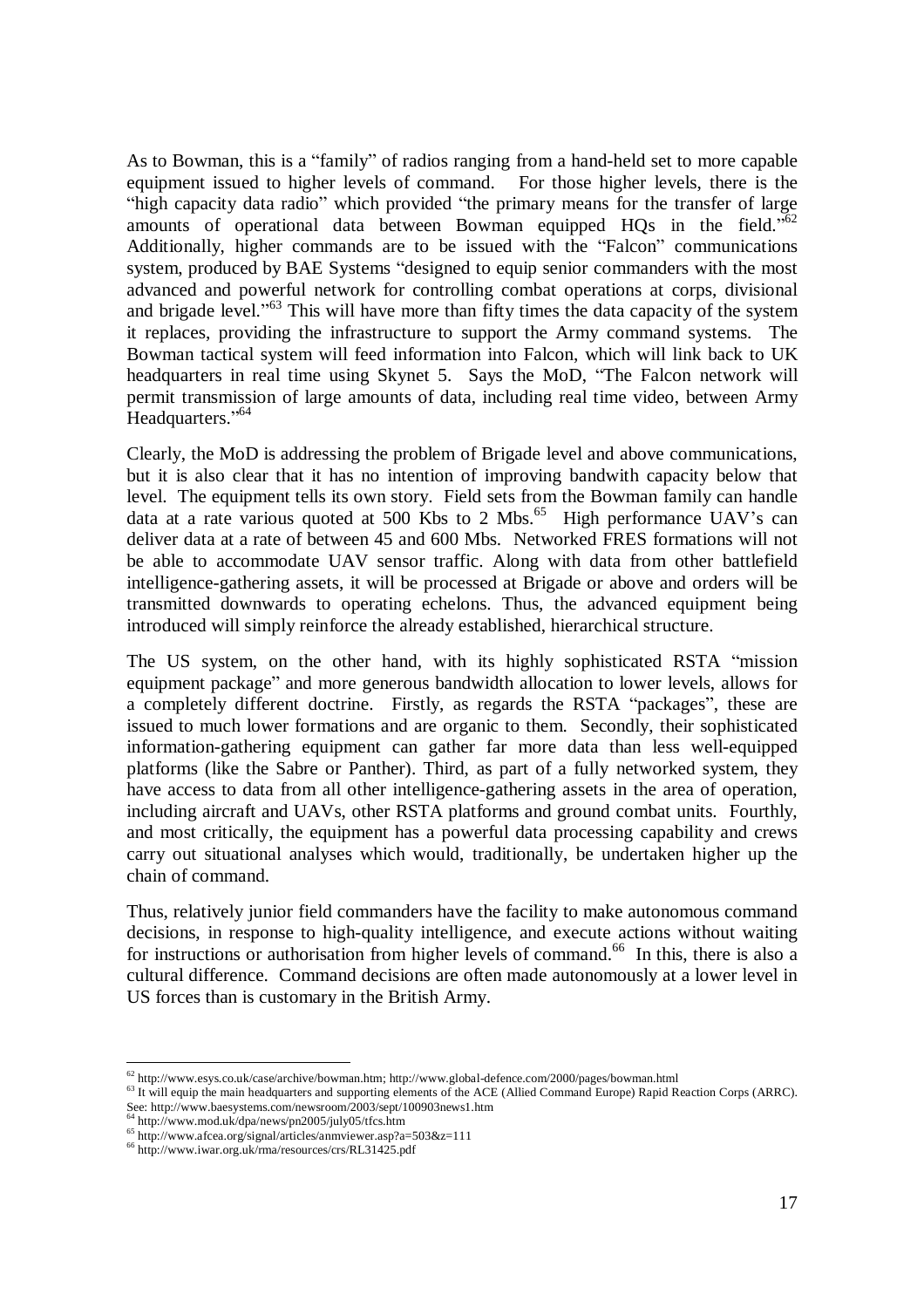As to Bowman, this is a "family" of radios ranging from a hand-held set to more capable equipment issued to higher levels of command. For those higher levels, there is the "high capacity data radio" which provided "the primary means for the transfer of large amounts of operational data between Bowman equipped HQs in the field."[62] Additionally, higher commands are to be issued with the "Falcon" communications system, produced by BAE Systems "designed to equip senior commanders with the most advanced and powerful network for controlling combat operations at corps, divisional and brigade level."[63] This will have more than fifty times the data capacity of the system it replaces, providing the infrastructure to support the Army command systems. The Bowman tactical system will feed information into Falcon, which will link back to UK headquarters in real time using Skynet 5. Says the MoD, "The Falcon network will permit transmission of large amounts of data, including real time video, between Army Headquarters."[64]

Clearly, the MoD is addressing the problem of Brigade level and above communications, but it is also clear that it has no intention of improving bandwith capacity below that level. The equipment tells its own story. Field sets from the Bowman family can handle data at a rate various quoted at 500 Kbs to 2 Mbs.[65] High performance UAV's can deliver data at a rate of between 45 and 600 Mbs. Networked FRES formations will not be able to accommodate UAV sensor traffic. Along with data from other battlefield intelligence-gathering assets, it will be processed at Brigade or above and orders will be transmitted downwards to operating echelons. Thus, the advanced equipment being introduced will simply reinforce the already established, hierarchical structure.

The US system, on the other hand, with its highly sophisticated RSTA "mission equipment package" and more generous bandwidth allocation to lower levels, allows for a completely different doctrine. Firstly, as regards the RSTA "packages", these are issued to much lower formations and are organic to them. Secondly, their sophisticated information-gathering equipment can gather far more data than less well-equipped platforms (like the Sabre or Panther). Third, as part of a fully networked system, they have access to data from all other intelligence-gathering assets in the area of operation, including aircraft and UAVs, other RSTA platforms and ground combat units. Fourthly, and most critically, the equipment has a powerful data processing capability and crews carry out situational analyses which would, traditionally, be undertaken higher up the chain of command.

Thus, relatively junior field commanders have the facility to make autonomous command decisions, in response to high-quality intelligence, and execute actions without waiting for instructions or authorisation from higher levels of command.[66] In this, there is also a cultural difference. Command decisions are often made autonomously at a lower level in US forces than is customary in the British Army.

---

[62] http://www.esys.co.uk/case/archive/bowman.htm; http://www.global-defence.com/2000/pages/bowman.html

[63] It will equip the main headquarters and supporting elements of the ACE (Allied Command Europe) Rapid Reaction Corps (ARRC). See: http://www.baesystems.com/newsroom/2003/sept/100903news1.htm

[64] http://www.mod.uk/dpa/news/pn2005/july05/tfcs.htm

[65] http://www.afcea.org/signal/articles/anmviewer.asp?a=503&z=111

[66] http://www.iwar.org.uk/rma/resources/crs/RL31425.pdf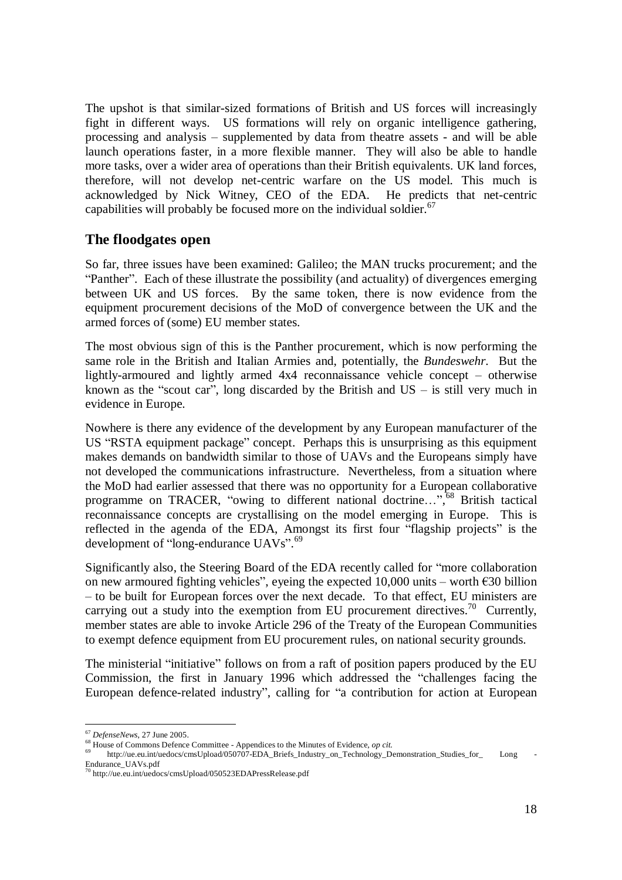The upshot is that similar-sized formations of British and US forces will increasingly fight in different ways. US formations will rely on organic intelligence gathering, processing and analysis – supplemented by data from theatre assets - and will be able launch operations faster, in a more flexible manner. They will also be able to handle more tasks, over a wider area of operations than their British equivalents. UK land forces, therefore, will not develop net-centric warfare on the US model. This much is acknowledged by Nick Witney, CEO of the EDA. He predicts that net-centric capabilities will probably be focused more on the individual soldier.[67]

## The floodgates open

So far, three issues have been examined: Galileo; the MAN trucks procurement; and the "Panther". Each of these illustrate the possibility (and actuality) of divergences emerging between UK and US forces. By the same token, there is now evidence from the equipment procurement decisions of the MoD of convergence between the UK and the armed forces of (some) EU member states.

The most obvious sign of this is the Panther procurement, which is now performing the same role in the British and Italian Armies and, potentially, the *Bundeswehr*. But the lightly-armoured and lightly armed 4x4 reconnaissance vehicle concept – otherwise known as the "scout car", long discarded by the British and US – is still very much in evidence in Europe.

Nowhere is there any evidence of the development by any European manufacturer of the US "RSTA equipment package" concept. Perhaps this is unsurprising as this equipment makes demands on bandwidth similar to those of UAVs and the Europeans simply have not developed the communications infrastructure. Nevertheless, from a situation where the MoD had earlier assessed that there was no opportunity for a European collaborative programme on TRACER, "owing to different national doctrine…",[68] British tactical reconnaissance concepts are crystallising on the model emerging in Europe. This is reflected in the agenda of the EDA, Amongst its first four "flagship projects" is the development of "long-endurance UAVs".[69]

Significantly also, the Steering Board of the EDA recently called for "more collaboration on new armoured fighting vehicles", eyeing the expected 10,000 units – worth €30 billion – to be built for European forces over the next decade. To that effect, EU ministers are carrying out a study into the exemption from EU procurement directives.[70] Currently, member states are able to invoke Article 296 of the Treaty of the European Communities to exempt defence equipment from EU procurement rules, on national security grounds.

The ministerial "initiative" follows on from a raft of position papers produced by the EU Commission, the first in January 1996 which addressed the "challenges facing the European defence-related industry", calling for "a contribution for action at European

---

[67] *DefenseNews*, 27 June 2005.

[68] House of Commons Defence Committee - Appendices to the Minutes of Evidence, *op cit.*

[69] http://ue.eu.int/uedocs/cmsUpload/050707-EDA_Briefs_Industry_on_Technology_Demonstration_Studies_for_ Long - Endurance_UAVs.pdf

[70] http://ue.eu.int/uedocs/cmsUpload/050523EDAPressRelease.pdf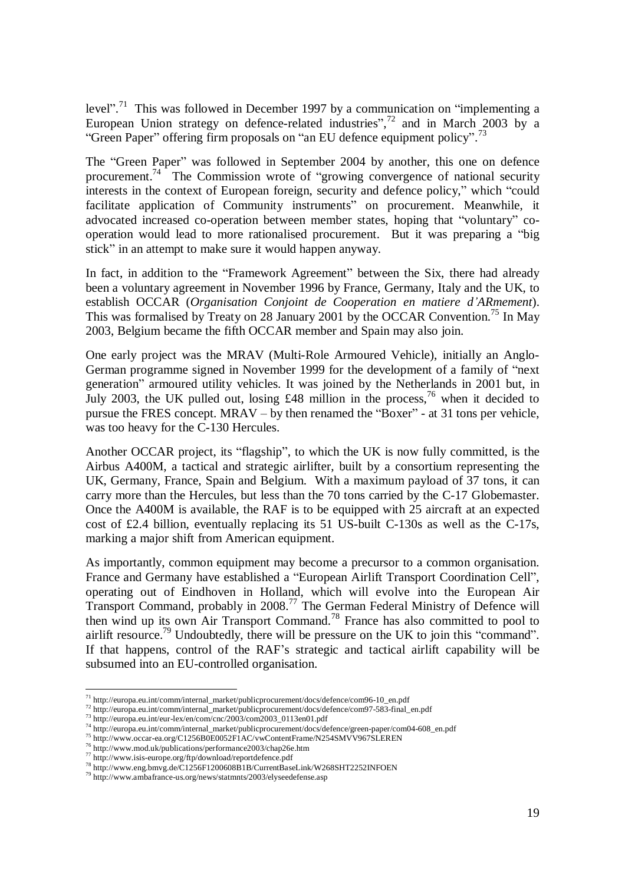level".[71] This was followed in December 1997 by a communication on "implementing a European Union strategy on defence-related industries",[72] and in March 2003 by a "Green Paper" offering firm proposals on "an EU defence equipment policy".[73]

The "Green Paper" was followed in September 2004 by another, this one on defence procurement.[74] The Commission wrote of "growing convergence of national security interests in the context of European foreign, security and defence policy," which "could facilitate application of Community instruments" on procurement. Meanwhile, it advocated increased co-operation between member states, hoping that "voluntary" co-operation would lead to more rationalised procurement. But it was preparing a "big stick" in an attempt to make sure it would happen anyway.

In fact, in addition to the "Framework Agreement" between the Six, there had already been a voluntary agreement in November 1996 by France, Germany, Italy and the UK, to establish OCCAR (*Organisation Conjoint de Cooperation en matiere d'ARmement*). This was formalised by Treaty on 28 January 2001 by the OCCAR Convention.[75] In May 2003, Belgium became the fifth OCCAR member and Spain may also join.

One early project was the MRAV (Multi-Role Armoured Vehicle), initially an Anglo-German programme signed in November 1999 for the development of a family of "next generation" armoured utility vehicles. It was joined by the Netherlands in 2001 but, in July 2003, the UK pulled out, losing £48 million in the process,[76] when it decided to pursue the FRES concept. MRAV – by then renamed the "Boxer" - at 31 tons per vehicle, was too heavy for the C-130 Hercules.

Another OCCAR project, its "flagship", to which the UK is now fully committed, is the Airbus A400M, a tactical and strategic airlifter, built by a consortium representing the UK, Germany, France, Spain and Belgium. With a maximum payload of 37 tons, it can carry more than the Hercules, but less than the 70 tons carried by the C-17 Globemaster. Once the A400M is available, the RAF is to be equipped with 25 aircraft at an expected cost of £2.4 billion, eventually replacing its 51 US-built C-130s as well as the C-17s, marking a major shift from American equipment.

As importantly, common equipment may become a precursor to a common organisation. France and Germany have established a "European Airlift Transport Coordination Cell", operating out of Eindhoven in Holland, which will evolve into the European Air Transport Command, probably in 2008.[77] The German Federal Ministry of Defence will then wind up its own Air Transport Command.[78] France has also committed to pool to airlift resource.[79] Undoubtedly, there will be pressure on the UK to join this "command". If that happens, control of the RAF's strategic and tactical airlift capability will be subsumed into an EU-controlled organisation.

---

[71] http://europa.eu.int/comm/internal_market/publicprocurement/docs/defence/com96-10_en.pdf
[72] http://europa.eu.int/comm/internal_market/publicprocurement/docs/defence/com97-583-final_en.pdf
[73] http://europa.eu.int/eur-lex/en/com/cnc/2003/com2003_0113en01.pdf
[74] http://europa.eu.int/comm/internal_market/publicprocurement/docs/defence/green-paper/com04-608_en.pdf
[75] http://www.occar-ea.org/C1256B0E0052F1AC/vwContentFrame/N254SMVV967SLEREN
[76] http://www.mod.uk/publications/performance2003/chap26e.htm
[77] http://www.isis-europe.org/ftp/download/reportdefence.pdf
[78] http://www.eng.bmvg.de/C1256F1200608B1B/CurrentBaseLink/W268SHT2252INFOEN
[79] http://www.ambafrance-us.org/news/statmnts/2003/elyseedefense.asp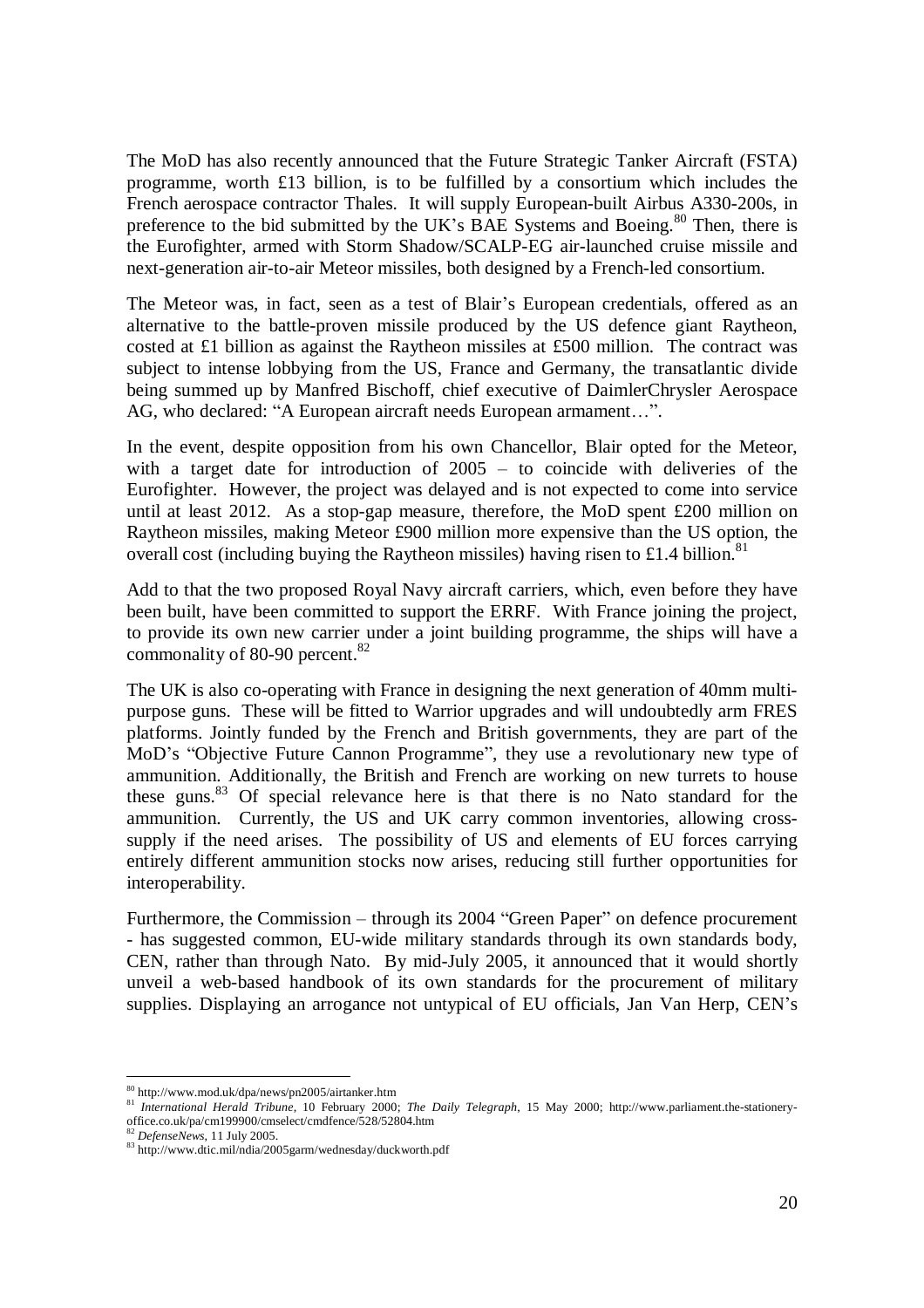The MoD has also recently announced that the Future Strategic Tanker Aircraft (FSTA) programme, worth £13 billion, is to be fulfilled by a consortium which includes the French aerospace contractor Thales. It will supply European-built Airbus A330-200s, in preference to the bid submitted by the UK's BAE Systems and Boeing.[80] Then, there is the Eurofighter, armed with Storm Shadow/SCALP-EG air-launched cruise missile and next-generation air-to-air Meteor missiles, both designed by a French-led consortium.

The Meteor was, in fact, seen as a test of Blair's European credentials, offered as an alternative to the battle-proven missile produced by the US defence giant Raytheon, costed at £1 billion as against the Raytheon missiles at £500 million. The contract was subject to intense lobbying from the US, France and Germany, the transatlantic divide being summed up by Manfred Bischoff, chief executive of DaimlerChrysler Aerospace AG, who declared: "A European aircraft needs European armament…".

In the event, despite opposition from his own Chancellor, Blair opted for the Meteor, with a target date for introduction of 2005 – to coincide with deliveries of the Eurofighter. However, the project was delayed and is not expected to come into service until at least 2012. As a stop-gap measure, therefore, the MoD spent £200 million on Raytheon missiles, making Meteor £900 million more expensive than the US option, the overall cost (including buying the Raytheon missiles) having risen to £1.4 billion.[81]

Add to that the two proposed Royal Navy aircraft carriers, which, even before they have been built, have been committed to support the ERRF. With France joining the project, to provide its own new carrier under a joint building programme, the ships will have a commonality of 80-90 percent.[82]

The UK is also co-operating with France in designing the next generation of 40mm multi-purpose guns. These will be fitted to Warrior upgrades and will undoubtedly arm FRES platforms. Jointly funded by the French and British governments, they are part of the MoD's "Objective Future Cannon Programme", they use a revolutionary new type of ammunition. Additionally, the British and French are working on new turrets to house these guns.[83] Of special relevance here is that there is no Nato standard for the ammunition. Currently, the US and UK carry common inventories, allowing cross-supply if the need arises. The possibility of US and elements of EU forces carrying entirely different ammunition stocks now arises, reducing still further opportunities for interoperability.

Furthermore, the Commission – through its 2004 "Green Paper" on defence procurement - has suggested common, EU-wide military standards through its own standards body, CEN, rather than through Nato. By mid-July 2005, it announced that it would shortly unveil a web-based handbook of its own standards for the procurement of military supplies. Displaying an arrogance not untypical of EU officials, Jan Van Herp, CEN's

---

[80] http://www.mod.uk/dpa/news/pn2005/airtanker.htm

[81] *International Herald Tribune*, 10 February 2000; *The Daily Telegraph*, 15 May 2000; http://www.parliament.the-stationery-office.co.uk/pa/cm199900/cmselect/cmdfence/528/52804.htm

[82] *DefenseNews*, 11 July 2005.

[83] http://www.dtic.mil/ndia/2005garm/wednesday/duckworth.pdf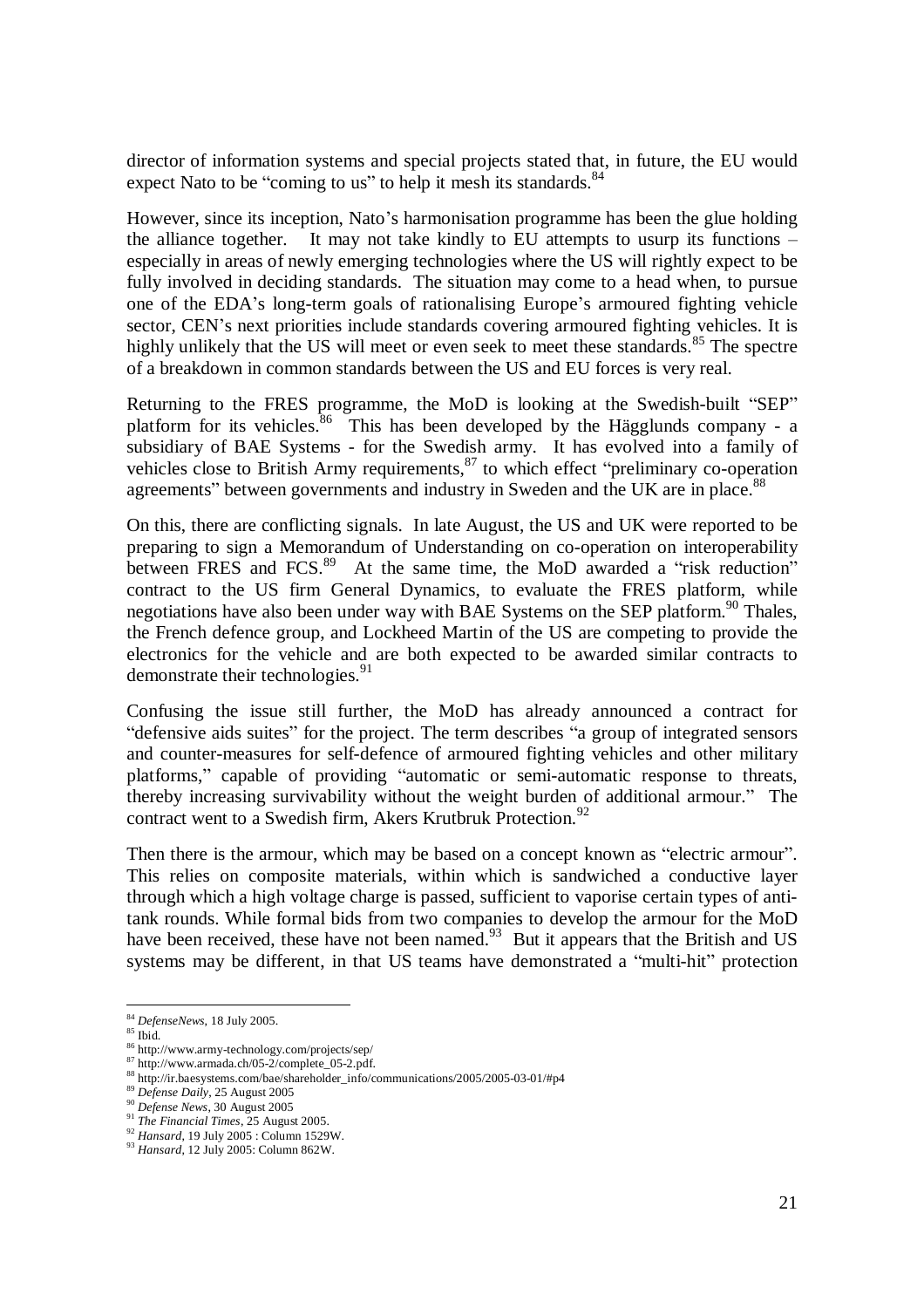director of information systems and special projects stated that, in future, the EU would expect Nato to be "coming to us" to help it mesh its standards.[84]

However, since its inception, Nato's harmonisation programme has been the glue holding the alliance together. It may not take kindly to EU attempts to usurp its functions – especially in areas of newly emerging technologies where the US will rightly expect to be fully involved in deciding standards. The situation may come to a head when, to pursue one of the EDA's long-term goals of rationalising Europe's armoured fighting vehicle sector, CEN's next priorities include standards covering armoured fighting vehicles. It is highly unlikely that the US will meet or even seek to meet these standards.[85] The spectre of a breakdown in common standards between the US and EU forces is very real.

Returning to the FRES programme, the MoD is looking at the Swedish-built "SEP" platform for its vehicles.[86] This has been developed by the Hägglunds company - a subsidiary of BAE Systems - for the Swedish army. It has evolved into a family of vehicles close to British Army requirements,[87] to which effect "preliminary co-operation agreements" between governments and industry in Sweden and the UK are in place.[88]

On this, there are conflicting signals. In late August, the US and UK were reported to be preparing to sign a Memorandum of Understanding on co-operation on interoperability between FRES and FCS.[89] At the same time, the MoD awarded a "risk reduction" contract to the US firm General Dynamics, to evaluate the FRES platform, while negotiations have also been under way with BAE Systems on the SEP platform.[90] Thales, the French defence group, and Lockheed Martin of the US are competing to provide the electronics for the vehicle and are both expected to be awarded similar contracts to demonstrate their technologies.[91]

Confusing the issue still further, the MoD has already announced a contract for "defensive aids suites" for the project. The term describes "a group of integrated sensors and counter-measures for self-defence of armoured fighting vehicles and other military platforms," capable of providing "automatic or semi-automatic response to threats, thereby increasing survivability without the weight burden of additional armour." The contract went to a Swedish firm, Akers Krutbruk Protection.[92]

Then there is the armour, which may be based on a concept known as "electric armour". This relies on composite materials, within which is sandwiched a conductive layer through which a high voltage charge is passed, sufficient to vaporise certain types of anti-tank rounds. While formal bids from two companies to develop the armour for the MoD have been received, these have not been named.[93] But it appears that the British and US systems may be different, in that US teams have demonstrated a "multi-hit" protection

---

[84] *DefenseNews*, 18 July 2005.

[85] Ibid.

[86] http://www.army-technology.com/projects/sep/

[87] http://www.armada.ch/05-2/complete_05-2.pdf.

[88] http://ir.baesystems.com/bae/shareholder_info/communications/2005/2005-03-01/#p4

[89] *Defense Daily*, 25 August 2005

[90] *Defense News*, 30 August 2005

[91] *The Financial Times*, 25 August 2005.

[92] *Hansard*, 19 July 2005 : Column 1529W.

[93] *Hansard*, 12 July 2005: Column 862W.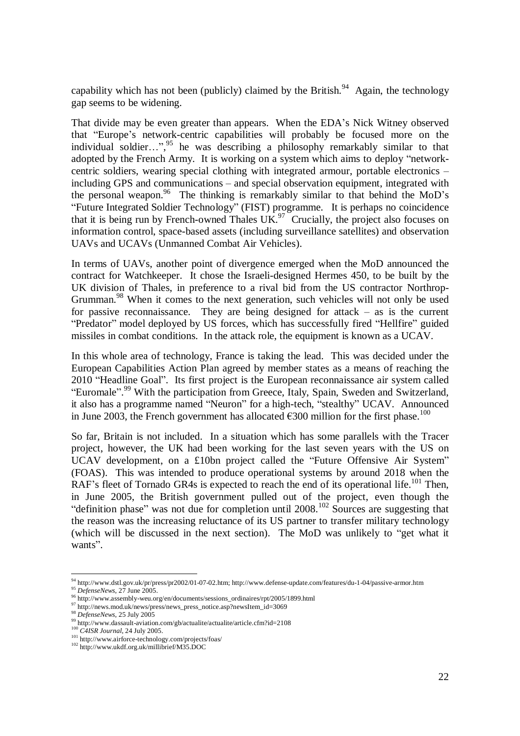capability which has not been (publicly) claimed by the British.[94] Again, the technology gap seems to be widening.

That divide may be even greater than appears. When the EDA's Nick Witney observed that "Europe's network-centric capabilities will probably be focused more on the individual soldier…",[95] he was describing a philosophy remarkably similar to that adopted by the French Army. It is working on a system which aims to deploy "network-centric soldiers, wearing special clothing with integrated armour, portable electronics – including GPS and communications – and special observation equipment, integrated with the personal weapon.[96] The thinking is remarkably similar to that behind the MoD's "Future Integrated Soldier Technology" (FIST) programme. It is perhaps no coincidence that it is being run by French-owned Thales UK.[97] Crucially, the project also focuses on information control, space-based assets (including surveillance satellites) and observation UAVs and UCAVs (Unmanned Combat Air Vehicles).

In terms of UAVs, another point of divergence emerged when the MoD announced the contract for Watchkeeper. It chose the Israeli-designed Hermes 450, to be built by the UK division of Thales, in preference to a rival bid from the US contractor Northrop-Grumman.[98] When it comes to the next generation, such vehicles will not only be used for passive reconnaissance. They are being designed for attack – as is the current "Predator" model deployed by US forces, which has successfully fired "Hellfire" guided missiles in combat conditions. In the attack role, the equipment is known as a UCAV.

In this whole area of technology, France is taking the lead. This was decided under the European Capabilities Action Plan agreed by member states as a means of reaching the 2010 "Headline Goal". Its first project is the European reconnaissance air system called "Euromale".[99] With the participation from Greece, Italy, Spain, Sweden and Switzerland, it also has a programme named "Neuron" for a high-tech, "stealthy" UCAV. Announced in June 2003, the French government has allocated €300 million for the first phase.[100]

So far, Britain is not included. In a situation which has some parallels with the Tracer project, however, the UK had been working for the last seven years with the US on UCAV development, on a £10bn project called the "Future Offensive Air System" (FOAS). This was intended to produce operational systems by around 2018 when the RAF's fleet of Tornado GR4s is expected to reach the end of its operational life.[101] Then, in June 2005, the British government pulled out of the project, even though the "definition phase" was not due for completion until 2008.[102] Sources are suggesting that the reason was the increasing reluctance of its US partner to transfer military technology (which will be discussed in the next section). The MoD was unlikely to "get what it wants".

---

[94] http://www.dstl.gov.uk/pr/press/pr2002/01-07-02.htm; http://www.defense-update.com/features/du-1-04/passive-armor.htm

[95] *DefenseNews*, 27 June 2005.

[96] http://www.assembly-weu.org/en/documents/sessions_ordinaires/rpt/2005/1899.html

[97] http://news.mod.uk/news/press/news_press_notice.asp?newsItem_id=3069

[98] *DefenseNews*, 25 July 2005

[99] http://www.dassault-aviation.com/gb/actualite/actualite/article.cfm?id=2108

[100] *C4ISR Journal*, 24 July 2005.

[101] http://www.airforce-technology.com/projects/foas/

[102] http://www.ukdf.org.uk/millibrief/M35.DOC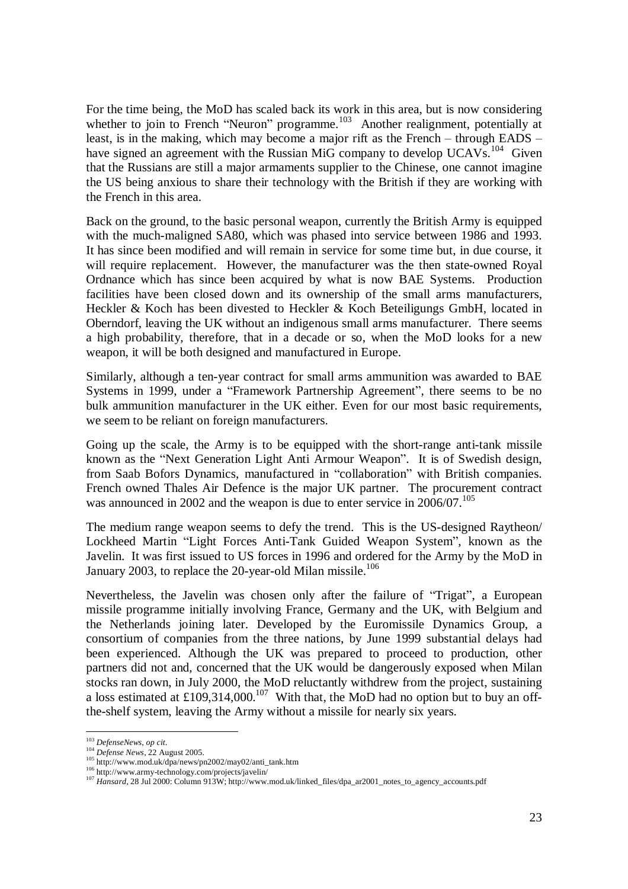For the time being, the MoD has scaled back its work in this area, but is now considering whether to join to French "Neuron" programme.[103] Another realignment, potentially at least, is in the making, which may become a major rift as the French – through EADS – have signed an agreement with the Russian MiG company to develop UCAVs.[104] Given that the Russians are still a major armaments supplier to the Chinese, one cannot imagine the US being anxious to share their technology with the British if they are working with the French in this area.

Back on the ground, to the basic personal weapon, currently the British Army is equipped with the much-maligned SA80, which was phased into service between 1986 and 1993. It has since been modified and will remain in service for some time but, in due course, it will require replacement. However, the manufacturer was the then state-owned Royal Ordnance which has since been acquired by what is now BAE Systems. Production facilities have been closed down and its ownership of the small arms manufacturers, Heckler & Koch has been divested to Heckler & Koch Beteiligungs GmbH, located in Oberndorf, leaving the UK without an indigenous small arms manufacturer. There seems a high probability, therefore, that in a decade or so, when the MoD looks for a new weapon, it will be both designed and manufactured in Europe.

Similarly, although a ten-year contract for small arms ammunition was awarded to BAE Systems in 1999, under a "Framework Partnership Agreement", there seems to be no bulk ammunition manufacturer in the UK either. Even for our most basic requirements, we seem to be reliant on foreign manufacturers.

Going up the scale, the Army is to be equipped with the short-range anti-tank missile known as the "Next Generation Light Anti Armour Weapon". It is of Swedish design, from Saab Bofors Dynamics, manufactured in "collaboration" with British companies. French owned Thales Air Defence is the major UK partner. The procurement contract was announced in 2002 and the weapon is due to enter service in 2006/07.[105]

The medium range weapon seems to defy the trend. This is the US-designed Raytheon/ Lockheed Martin "Light Forces Anti-Tank Guided Weapon System", known as the Javelin. It was first issued to US forces in 1996 and ordered for the Army by the MoD in January 2003, to replace the 20-year-old Milan missile.[106]

Nevertheless, the Javelin was chosen only after the failure of "Trigat", a European missile programme initially involving France, Germany and the UK, with Belgium and the Netherlands joining later. Developed by the Euromissile Dynamics Group, a consortium of companies from the three nations, by June 1999 substantial delays had been experienced. Although the UK was prepared to proceed to production, other partners did not and, concerned that the UK would be dangerously exposed when Milan stocks ran down, in July 2000, the MoD reluctantly withdrew from the project, sustaining a loss estimated at £109,314,000.[107] With that, the MoD had no option but to buy an off-the-shelf system, leaving the Army without a missile for nearly six years.

---

[103] *DefenseNews*, *op cit*.

[104] *Defense News*, 22 August 2005.

[105] http://www.mod.uk/dpa/news/pn2002/may02/anti_tank.htm

[106] http://www.army-technology.com/projects/javelin/

[107] *Hansard*, 28 Jul 2000: Column 913W; http://www.mod.uk/linked_files/dpa_ar2001_notes_to_agency_accounts.pdf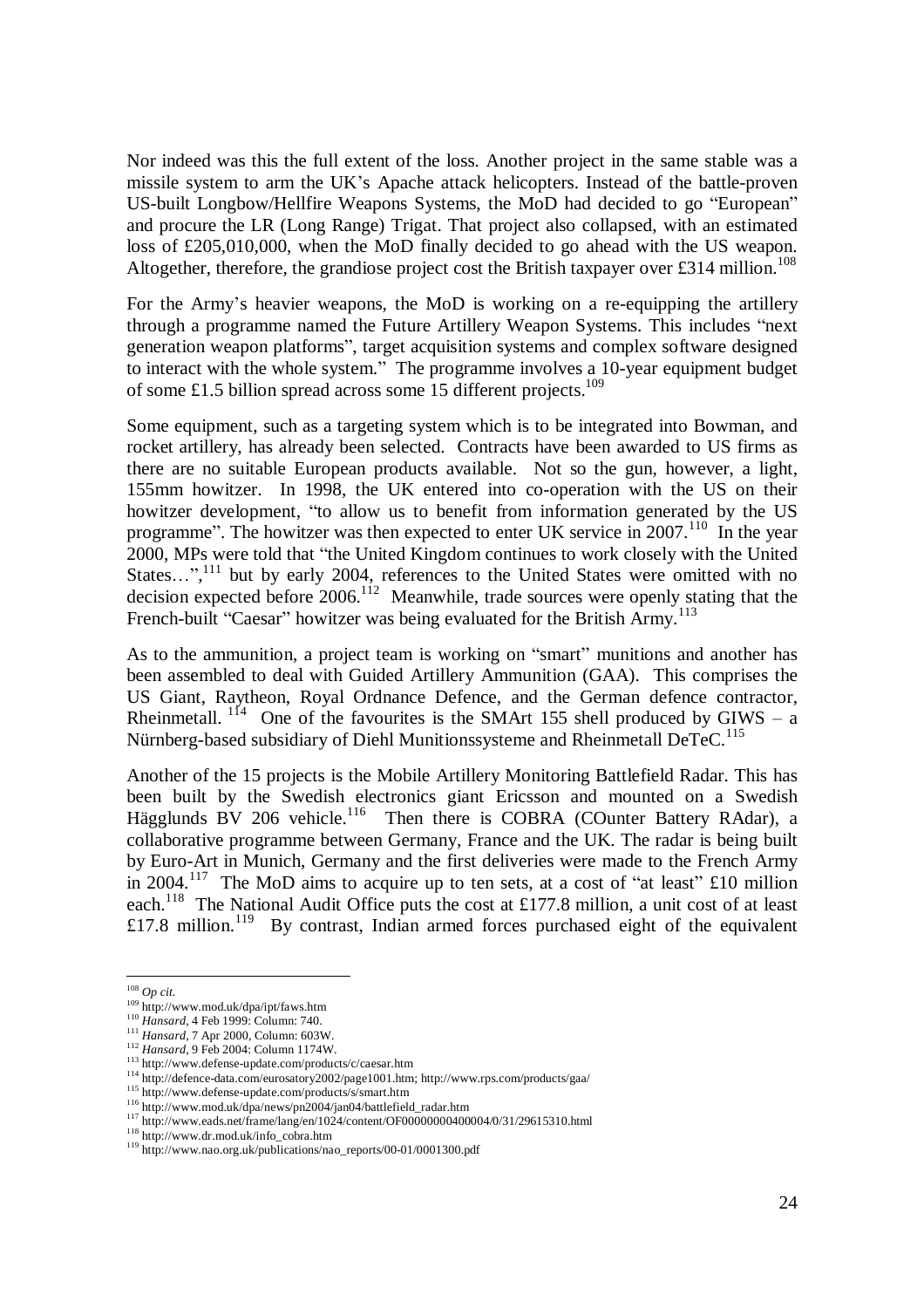Nor indeed was this the full extent of the loss. Another project in the same stable was a missile system to arm the UK's Apache attack helicopters. Instead of the battle-proven US-built Longbow/Hellfire Weapons Systems, the MoD had decided to go "European" and procure the LR (Long Range) Trigat. That project also collapsed, with an estimated loss of £205,010,000, when the MoD finally decided to go ahead with the US weapon. Altogether, therefore, the grandiose project cost the British taxpayer over £314 million.[108]

For the Army's heavier weapons, the MoD is working on a re-equipping the artillery through a programme named the Future Artillery Weapon Systems. This includes "next generation weapon platforms", target acquisition systems and complex software designed to interact with the whole system." The programme involves a 10-year equipment budget of some £1.5 billion spread across some 15 different projects.[109]

Some equipment, such as a targeting system which is to be integrated into Bowman, and rocket artillery, has already been selected. Contracts have been awarded to US firms as there are no suitable European products available. Not so the gun, however, a light, 155mm howitzer. In 1998, the UK entered into co-operation with the US on their howitzer development, "to allow us to benefit from information generated by the US programme". The howitzer was then expected to enter UK service in 2007.[110] In the year 2000, MPs were told that "the United Kingdom continues to work closely with the United States…",[111] but by early 2004, references to the United States were omitted with no decision expected before 2006.[112] Meanwhile, trade sources were openly stating that the French-built "Caesar" howitzer was being evaluated for the British Army.[113]

As to the ammunition, a project team is working on "smart" munitions and another has been assembled to deal with Guided Artillery Ammunition (GAA). This comprises the US Giant, Raytheon, Royal Ordnance Defence, and the German defence contractor, Rheinmetall.[114] One of the favourites is the SMArt 155 shell produced by GIWS – a Nürnberg-based subsidiary of Diehl Munitionssysteme and Rheinmetall DeTeC.[115]

Another of the 15 projects is the Mobile Artillery Monitoring Battlefield Radar. This has been built by the Swedish electronics giant Ericsson and mounted on a Swedish Hägglunds BV 206 vehicle.[116] Then there is COBRA (COunter Battery RAdar), a collaborative programme between Germany, France and the UK. The radar is being built by Euro-Art in Munich, Germany and the first deliveries were made to the French Army in 2004.[117] The MoD aims to acquire up to ten sets, at a cost of "at least" £10 million each.[118] The National Audit Office puts the cost at £177.8 million, a unit cost of at least £17.8 million.[119] By contrast, Indian armed forces purchased eight of the equivalent

---

[108] *Op cit.*

[109] http://www.mod.uk/dpa/ipt/faws.htm

[110] *Hansard*, 4 Feb 1999: Column: 740.

[111] *Hansard*, 7 Apr 2000, Column: 603W.

[112] *Hansard*, 9 Feb 2004: Column 1174W.

[113] http://www.defense-update.com/products/c/caesar.htm

[114] http://defence-data.com/eurosatory2002/page1001.htm; http://www.rps.com/products/gaa/

[115] http://www.defense-update.com/products/s/smart.htm

[116] http://www.mod.uk/dpa/news/pn2004/jan04/battlefield_radar.htm

[117] http://www.eads.net/frame/lang/en/1024/content/OF00000000400004/0/31/29615310.html

[118] http://www.dr.mod.uk/info_cobra.htm

[119] http://www.nao.org.uk/publications/nao_reports/00-01/0001300.pdf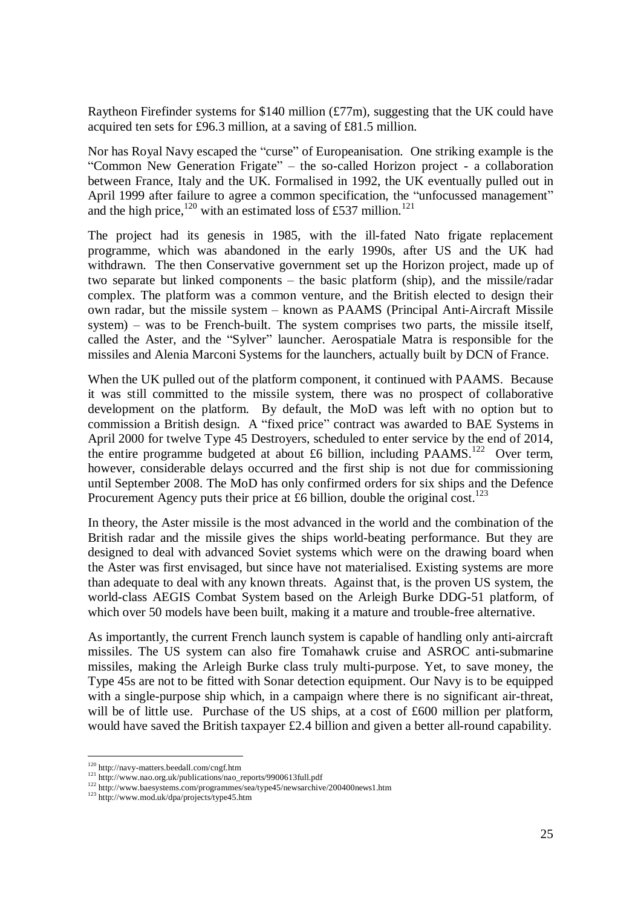Raytheon Firefinder systems for \$140 million (£77m), suggesting that the UK could have acquired ten sets for £96.3 million, at a saving of £81.5 million.

Nor has Royal Navy escaped the "curse" of Europeanisation. One striking example is the "Common New Generation Frigate" – the so-called Horizon project - a collaboration between France, Italy and the UK. Formalised in 1992, the UK eventually pulled out in April 1999 after failure to agree a common specification, the "unfocussed management" and the high price,[120] with an estimated loss of £537 million.[121]

The project had its genesis in 1985, with the ill-fated Nato frigate replacement programme, which was abandoned in the early 1990s, after US and the UK had withdrawn. The then Conservative government set up the Horizon project, made up of two separate but linked components – the basic platform (ship), and the missile/radar complex. The platform was a common venture, and the British elected to design their own radar, but the missile system – known as PAAMS (Principal Anti-Aircraft Missile system) – was to be French-built. The system comprises two parts, the missile itself, called the Aster, and the "Sylver" launcher. Aerospatiale Matra is responsible for the missiles and Alenia Marconi Systems for the launchers, actually built by DCN of France.

When the UK pulled out of the platform component, it continued with PAAMS. Because it was still committed to the missile system, there was no prospect of collaborative development on the platform. By default, the MoD was left with no option but to commission a British design. A "fixed price" contract was awarded to BAE Systems in April 2000 for twelve Type 45 Destroyers, scheduled to enter service by the end of 2014, the entire programme budgeted at about £6 billion, including PAAMS.[122] Over term, however, considerable delays occurred and the first ship is not due for commissioning until September 2008. The MoD has only confirmed orders for six ships and the Defence Procurement Agency puts their price at £6 billion, double the original cost.[123]

In theory, the Aster missile is the most advanced in the world and the combination of the British radar and the missile gives the ships world-beating performance. But they are designed to deal with advanced Soviet systems which were on the drawing board when the Aster was first envisaged, but since have not materialised. Existing systems are more than adequate to deal with any known threats. Against that, is the proven US system, the world-class AEGIS Combat System based on the Arleigh Burke DDG-51 platform, of which over 50 models have been built, making it a mature and trouble-free alternative.

As importantly, the current French launch system is capable of handling only anti-aircraft missiles. The US system can also fire Tomahawk cruise and ASROC anti-submarine missiles, making the Arleigh Burke class truly multi-purpose. Yet, to save money, the Type 45s are not to be fitted with Sonar detection equipment. Our Navy is to be equipped with a single-purpose ship which, in a campaign where there is no significant air-threat, will be of little use. Purchase of the US ships, at a cost of £600 million per platform, would have saved the British taxpayer £2.4 billion and given a better all-round capability.

---

[120] http://navy-matters.beedall.com/cngf.htm

[121] http://www.nao.org.uk/publications/nao_reports/9900613full.pdf

[122] http://www.baesystems.com/programmes/sea/type45/newsarchive/200400news1.htm

[123] http://www.mod.uk/dpa/projects/type45.htm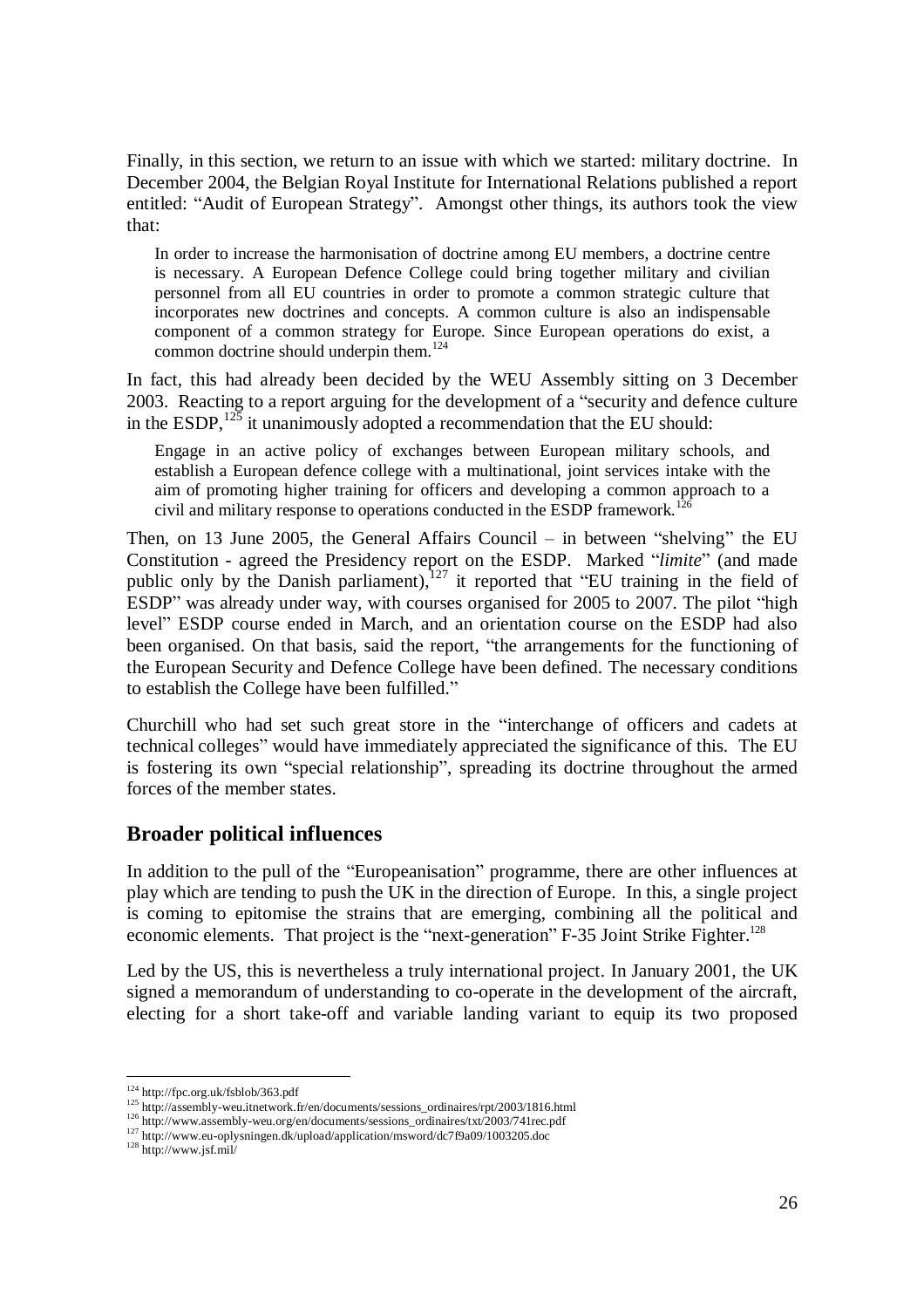Finally, in this section, we return to an issue with which we started: military doctrine. In December 2004, the Belgian Royal Institute for International Relations published a report entitled: "Audit of European Strategy". Amongst other things, its authors took the view that:

> In order to increase the harmonisation of doctrine among EU members, a doctrine centre is necessary. A European Defence College could bring together military and civilian personnel from all EU countries in order to promote a common strategic culture that incorporates new doctrines and concepts. A common culture is also an indispensable component of a common strategy for Europe. Since European operations do exist, a common doctrine should underpin them.[124]

In fact, this had already been decided by the WEU Assembly sitting on 3 December 2003. Reacting to a report arguing for the development of a "security and defence culture in the ESDP,[125] it unanimously adopted a recommendation that the EU should:

> Engage in an active policy of exchanges between European military schools, and establish a European defence college with a multinational, joint services intake with the aim of promoting higher training for officers and developing a common approach to a civil and military response to operations conducted in the ESDP framework.[126]

Then, on 13 June 2005, the General Affairs Council – in between "shelving" the EU Constitution - agreed the Presidency report on the ESDP. Marked "*limite*" (and made public only by the Danish parliament),[127] it reported that "EU training in the field of ESDP" was already under way, with courses organised for 2005 to 2007. The pilot "high level" ESDP course ended in March, and an orientation course on the ESDP had also been organised. On that basis, said the report, "the arrangements for the functioning of the European Security and Defence College have been defined. The necessary conditions to establish the College have been fulfilled."

Churchill who had set such great store in the "interchange of officers and cadets at technical colleges" would have immediately appreciated the significance of this. The EU is fostering its own "special relationship", spreading its doctrine throughout the armed forces of the member states.

## Broader political influences

In addition to the pull of the "Europeanisation" programme, there are other influences at play which are tending to push the UK in the direction of Europe. In this, a single project is coming to epitomise the strains that are emerging, combining all the political and economic elements. That project is the "next-generation" F-35 Joint Strike Fighter.[128]

Led by the US, this is nevertheless a truly international project. In January 2001, the UK signed a memorandum of understanding to co-operate in the development of the aircraft, electing for a short take-off and variable landing variant to equip its two proposed

---

[124] http://fpc.org.uk/fsblob/363.pdf

[125] http://assembly-weu.itnetwork.fr/en/documents/sessions_ordinaires/rpt/2003/1816.html

[126] http://www.assembly-weu.org/en/documents/sessions_ordinaires/txt/2003/741rec.pdf

[127] http://www.eu-oplysningen.dk/upload/application/msword/dc7f9a09/1003205.doc

[128] http://www.jsf.mil/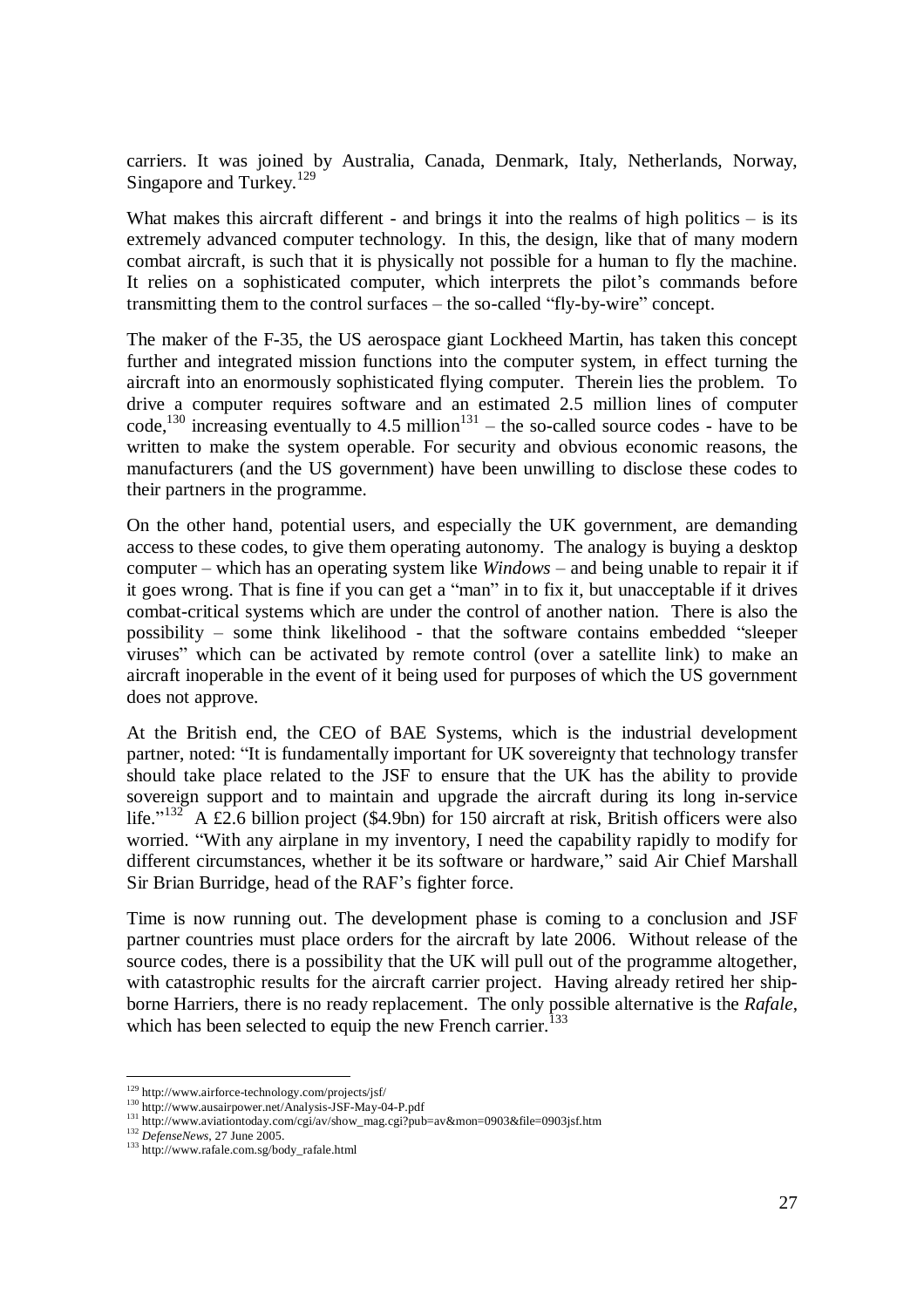carriers. It was joined by Australia, Canada, Denmark, Italy, Netherlands, Norway, Singapore and Turkey.[129]

What makes this aircraft different - and brings it into the realms of high politics – is its extremely advanced computer technology. In this, the design, like that of many modern combat aircraft, is such that it is physically not possible for a human to fly the machine. It relies on a sophisticated computer, which interprets the pilot's commands before transmitting them to the control surfaces – the so-called "fly-by-wire" concept.

The maker of the F-35, the US aerospace giant Lockheed Martin, has taken this concept further and integrated mission functions into the computer system, in effect turning the aircraft into an enormously sophisticated flying computer. Therein lies the problem. To drive a computer requires software and an estimated 2.5 million lines of computer code,[130] increasing eventually to 4.5 million[131] – the so-called source codes - have to be written to make the system operable. For security and obvious economic reasons, the manufacturers (and the US government) have been unwilling to disclose these codes to their partners in the programme.

On the other hand, potential users, and especially the UK government, are demanding access to these codes, to give them operating autonomy. The analogy is buying a desktop computer – which has an operating system like *Windows* – and being unable to repair it if it goes wrong. That is fine if you can get a "man" in to fix it, but unacceptable if it drives combat-critical systems which are under the control of another nation. There is also the possibility – some think likelihood - that the software contains embedded "sleeper viruses" which can be activated by remote control (over a satellite link) to make an aircraft inoperable in the event of it being used for purposes of which the US government does not approve.

At the British end, the CEO of BAE Systems, which is the industrial development partner, noted: "It is fundamentally important for UK sovereignty that technology transfer should take place related to the JSF to ensure that the UK has the ability to provide sovereign support and to maintain and upgrade the aircraft during its long in-service life."[132] A £2.6 billion project ($4.9bn) for 150 aircraft at risk, British officers were also worried. "With any airplane in my inventory, I need the capability rapidly to modify for different circumstances, whether it be its software or hardware," said Air Chief Marshall Sir Brian Burridge, head of the RAF's fighter force.

Time is now running out. The development phase is coming to a conclusion and JSF partner countries must place orders for the aircraft by late 2006. Without release of the source codes, there is a possibility that the UK will pull out of the programme altogether, with catastrophic results for the aircraft carrier project. Having already retired her ship-borne Harriers, there is no ready replacement. The only possible alternative is the *Rafale*, which has been selected to equip the new French carrier.[133]

---

[129] http://www.airforce-technology.com/projects/jsf/
[130] http://www.ausairpower.net/Analysis-JSF-May-04-P.pdf
[131] http://www.aviationtoday.com/cgi/av/show_mag.cgi?pub=av&mon=0903&file=0903jsf.htm
[132] *DefenseNews*, 27 June 2005.
[133] http://www.rafale.com.sg/body_rafale.html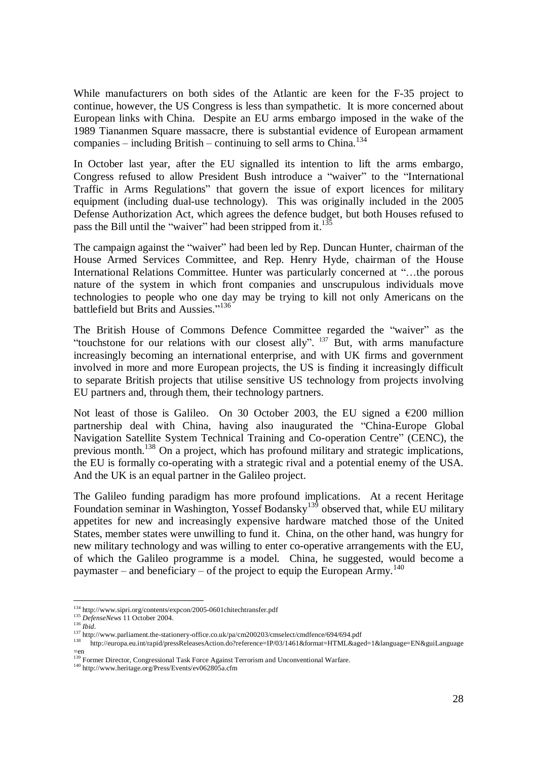While manufacturers on both sides of the Atlantic are keen for the F-35 project to continue, however, the US Congress is less than sympathetic. It is more concerned about European links with China. Despite an EU arms embargo imposed in the wake of the 1989 Tiananmen Square massacre, there is substantial evidence of European armament companies – including British – continuing to sell arms to China.[134]

In October last year, after the EU signalled its intention to lift the arms embargo, Congress refused to allow President Bush introduce a "waiver" to the "International Traffic in Arms Regulations" that govern the issue of export licences for military equipment (including dual-use technology). This was originally included in the 2005 Defense Authorization Act, which agrees the defence budget, but both Houses refused to pass the Bill until the "waiver" had been stripped from it.[135]

The campaign against the "waiver" had been led by Rep. Duncan Hunter, chairman of the House Armed Services Committee, and Rep. Henry Hyde, chairman of the House International Relations Committee. Hunter was particularly concerned at "…the porous nature of the system in which front companies and unscrupulous individuals move technologies to people who one day may be trying to kill not only Americans on the battlefield but Brits and Aussies."[136]

The British House of Commons Defence Committee regarded the "waiver" as the "touchstone for our relations with our closest ally". [137] But, with arms manufacture increasingly becoming an international enterprise, and with UK firms and government involved in more and more European projects, the US is finding it increasingly difficult to separate British projects that utilise sensitive US technology from projects involving EU partners and, through them, their technology partners.

Not least of those is Galileo. On 30 October 2003, the EU signed a €200 million partnership deal with China, having also inaugurated the "China-Europe Global Navigation Satellite System Technical Training and Co-operation Centre" (CENC), the previous month.[138] On a project, which has profound military and strategic implications, the EU is formally co-operating with a strategic rival and a potential enemy of the USA. And the UK is an equal partner in the Galileo project.

The Galileo funding paradigm has more profound implications. At a recent Heritage Foundation seminar in Washington, Yossef Bodansky[139] observed that, while EU military appetites for new and increasingly expensive hardware matched those of the United States, member states were unwilling to fund it. China, on the other hand, was hungry for new military technology and was willing to enter co-operative arrangements with the EU, of which the Galileo programme is a model. China, he suggested, would become a paymaster – and beneficiary – of the project to equip the European Army.[140]

---

[134] http://www.sipri.org/contents/expcon/2005-0601chitechtransfer.pdf

[135] *DefenseNews* 11 October 2004.

[136] *Ibid*.

[137] http://www.parliament.the-stationery-office.co.uk/pa/cm200203/cmselect/cmdfence/694/694.pdf

[138] http://europa.eu.int/rapid/pressReleasesAction.do?reference=IP/03/1461&format=HTML&aged=1&language=EN&guiLanguage=en

[139] Former Director, Congressional Task Force Against Terrorism and Unconventional Warfare.

[140] http://www.heritage.org/Press/Events/ev062805a.cfm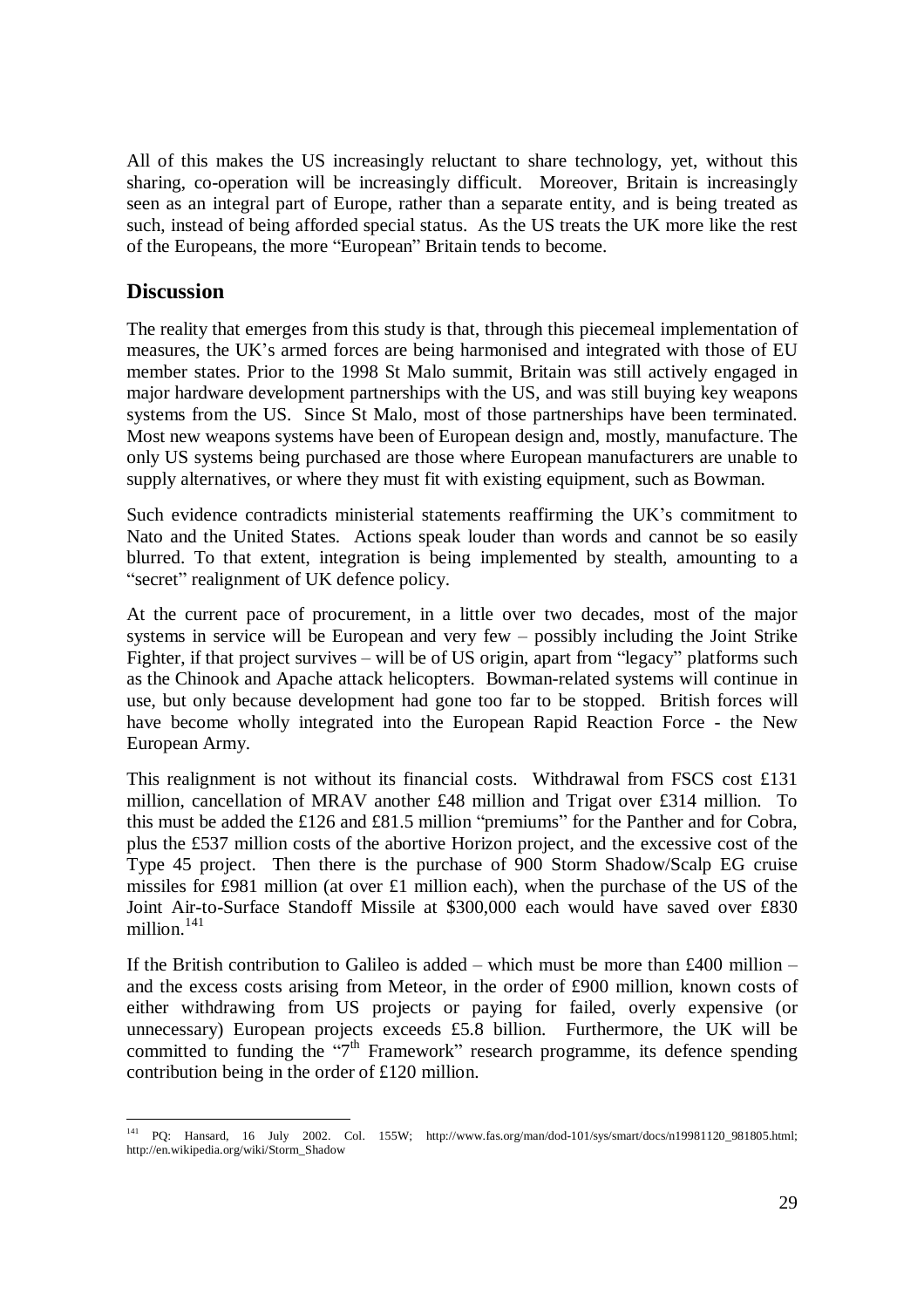All of this makes the US increasingly reluctant to share technology, yet, without this sharing, co-operation will be increasingly difficult. Moreover, Britain is increasingly seen as an integral part of Europe, rather than a separate entity, and is being treated as such, instead of being afforded special status. As the US treats the UK more like the rest of the Europeans, the more "European" Britain tends to become.

## Discussion

The reality that emerges from this study is that, through this piecemeal implementation of measures, the UK's armed forces are being harmonised and integrated with those of EU member states. Prior to the 1998 St Malo summit, Britain was still actively engaged in major hardware development partnerships with the US, and was still buying key weapons systems from the US. Since St Malo, most of those partnerships have been terminated. Most new weapons systems have been of European design and, mostly, manufacture. The only US systems being purchased are those where European manufacturers are unable to supply alternatives, or where they must fit with existing equipment, such as Bowman.

Such evidence contradicts ministerial statements reaffirming the UK's commitment to Nato and the United States. Actions speak louder than words and cannot be so easily blurred. To that extent, integration is being implemented by stealth, amounting to a "secret" realignment of UK defence policy.

At the current pace of procurement, in a little over two decades, most of the major systems in service will be European and very few – possibly including the Joint Strike Fighter, if that project survives – will be of US origin, apart from "legacy" platforms such as the Chinook and Apache attack helicopters. Bowman-related systems will continue in use, but only because development had gone too far to be stopped. British forces will have become wholly integrated into the European Rapid Reaction Force - the New European Army.

This realignment is not without its financial costs. Withdrawal from FSCS cost £131 million, cancellation of MRAV another £48 million and Trigat over £314 million. To this must be added the £126 and £81.5 million "premiums" for the Panther and for Cobra, plus the £537 million costs of the abortive Horizon project, and the excessive cost of the Type 45 project. Then there is the purchase of 900 Storm Shadow/Scalp EG cruise missiles for £981 million (at over £1 million each), when the purchase of the US of the Joint Air-to-Surface Standoff Missile at $300,000 each would have saved over £830 million.[141]

If the British contribution to Galileo is added – which must be more than £400 million – and the excess costs arising from Meteor, in the order of £900 million, known costs of either withdrawing from US projects or paying for failed, overly expensive (or unnecessary) European projects exceeds £5.8 billion. Furthermore, the UK will be committed to funding the "7th Framework" research programme, its defence spending contribution being in the order of £120 million.

[141] PQ: Hansard, 16 July 2002. Col. 155W; http://www.fas.org/man/dod-101/sys/smart/docs/n19981120_981805.html; http://en.wikipedia.org/wiki/Storm_Shadow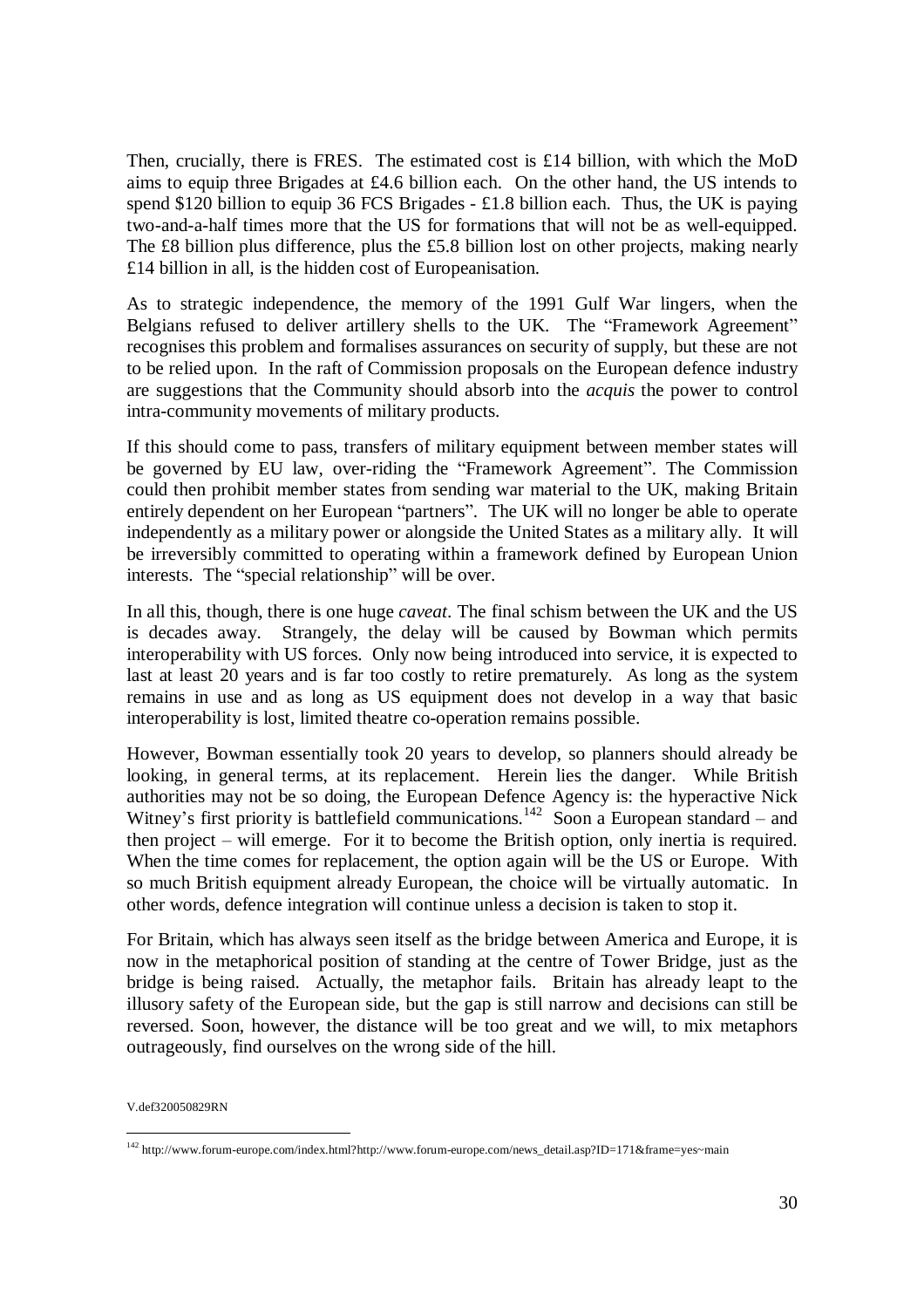Then, crucially, there is FRES. The estimated cost is £14 billion, with which the MoD aims to equip three Brigades at £4.6 billion each. On the other hand, the US intends to spend $120 billion to equip 36 FCS Brigades - £1.8 billion each. Thus, the UK is paying two-and-a-half times more that the US for formations that will not be as well-equipped. The £8 billion plus difference, plus the £5.8 billion lost on other projects, making nearly £14 billion in all, is the hidden cost of Europeanisation.

As to strategic independence, the memory of the 1991 Gulf War lingers, when the Belgians refused to deliver artillery shells to the UK. The "Framework Agreement" recognises this problem and formalises assurances on security of supply, but these are not to be relied upon. In the raft of Commission proposals on the European defence industry are suggestions that the Community should absorb into the *acquis* the power to control intra-community movements of military products.

If this should come to pass, transfers of military equipment between member states will be governed by EU law, over-riding the "Framework Agreement". The Commission could then prohibit member states from sending war material to the UK, making Britain entirely dependent on her European "partners". The UK will no longer be able to operate independently as a military power or alongside the United States as a military ally. It will be irreversibly committed to operating within a framework defined by European Union interests. The "special relationship" will be over.

In all this, though, there is one huge *caveat*. The final schism between the UK and the US is decades away. Strangely, the delay will be caused by Bowman which permits interoperability with US forces. Only now being introduced into service, it is expected to last at least 20 years and is far too costly to retire prematurely. As long as the system remains in use and as long as US equipment does not develop in a way that basic interoperability is lost, limited theatre co-operation remains possible.

However, Bowman essentially took 20 years to develop, so planners should already be looking, in general terms, at its replacement. Herein lies the danger. While British authorities may not be so doing, the European Defence Agency is: the hyperactive Nick Witney's first priority is battlefield communications.[142] Soon a European standard – and then project – will emerge. For it to become the British option, only inertia is required. When the time comes for replacement, the option again will be the US or Europe. With so much British equipment already European, the choice will be virtually automatic. In other words, defence integration will continue unless a decision is taken to stop it.

For Britain, which has always seen itself as the bridge between America and Europe, it is now in the metaphorical position of standing at the centre of Tower Bridge, just as the bridge is being raised. Actually, the metaphor fails. Britain has already leapt to the illusory safety of the European side, but the gap is still narrow and decisions can still be reversed. Soon, however, the distance will be too great and we will, to mix metaphors outrageously, find ourselves on the wrong side of the hill.

V.def320050829RN

[142] http://www.forum-europe.com/index.html?http://www.forum-europe.com/news_detail.asp?ID=171&frame=yes~main